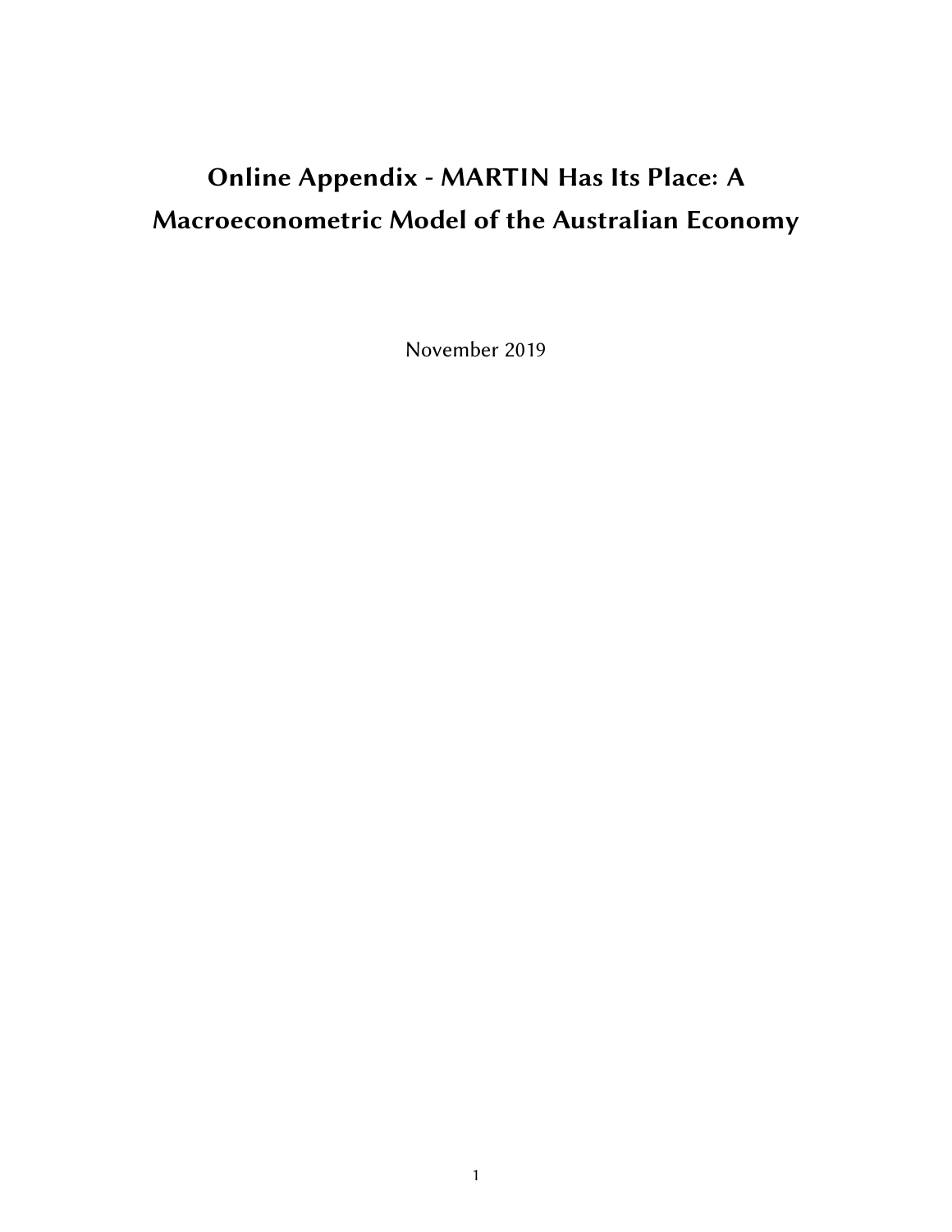# Online Appendix - MARTIN Has Its Place: A Macroeconometric Model of the Australian Economy

November 2019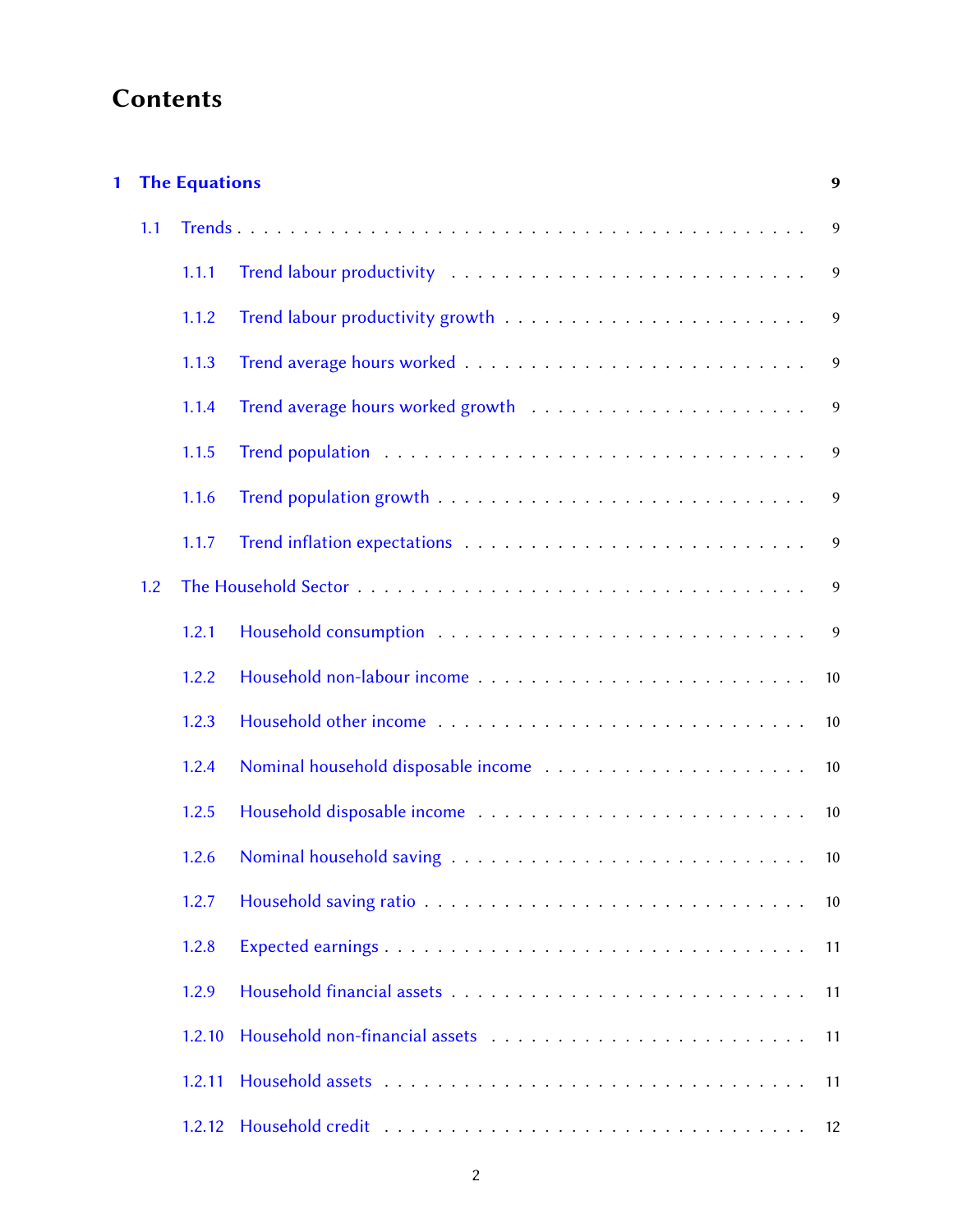# Contents

**1 The Equations** — **9**

- 1.1 Trends — 9
  - 1.1.1 Trend labour productivity — 9
  - 1.1.2 Trend labour productivity growth — 9
  - 1.1.3 Trend average hours worked — 9
  - 1.1.4 Trend average hours worked growth — 9
  - 1.1.5 Trend population — 9
  - 1.1.6 Trend population growth — 9
  - 1.1.7 Trend inflation expectations — 9
- 1.2 The Household Sector — 9
  - 1.2.1 Household consumption — 9
  - 1.2.2 Household non-labour income — 10
  - 1.2.3 Household other income — 10
  - 1.2.4 Nominal household disposable income — 10
  - 1.2.5 Household disposable income — 10
  - 1.2.6 Nominal household saving — 10
  - 1.2.7 Household saving ratio — 10
  - 1.2.8 Expected earnings — 11
  - 1.2.9 Household financial assets — 11
  - 1.2.10 Household non-financial assets — 11
  - 1.2.11 Household assets — 11
  - 1.2.12 Household credit — 12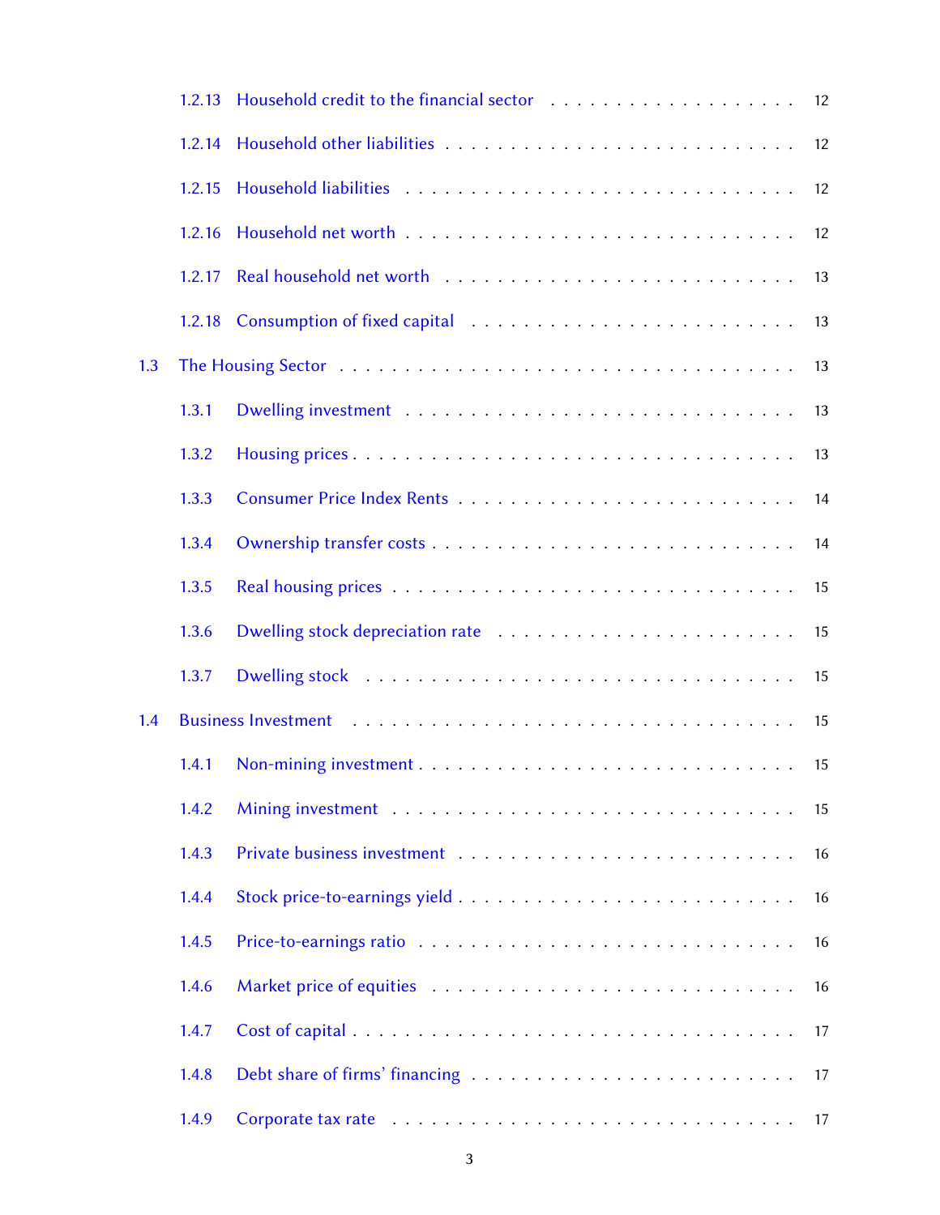1.2.13 Household credit to the financial sector . . . . . . . . . . . . . . . . . . . 12

1.2.14 Household other liabilities . . . . . . . . . . . . . . . . . . . . . . . . . . . 12

1.2.15 Household liabilities . . . . . . . . . . . . . . . . . . . . . . . . . . . . . 12

1.2.16 Household net worth . . . . . . . . . . . . . . . . . . . . . . . . . . . . . 12

1.2.17 Real household net worth . . . . . . . . . . . . . . . . . . . . . . . . . . 13

1.2.18 Consumption of fixed capital . . . . . . . . . . . . . . . . . . . . . . . . 13

1.3 The Housing Sector . . . . . . . . . . . . . . . . . . . . . . . . . . . . . . . . 13

1.3.1 Dwelling investment . . . . . . . . . . . . . . . . . . . . . . . . . . . . . 13

1.3.2 Housing prices . . . . . . . . . . . . . . . . . . . . . . . . . . . . . . . . 13

1.3.3 Consumer Price Index Rents . . . . . . . . . . . . . . . . . . . . . . . . . 14

1.3.4 Ownership transfer costs . . . . . . . . . . . . . . . . . . . . . . . . . . . 14

1.3.5 Real housing prices . . . . . . . . . . . . . . . . . . . . . . . . . . . . . . 15

1.3.6 Dwelling stock depreciation rate . . . . . . . . . . . . . . . . . . . . . . . 15

1.3.7 Dwelling stock . . . . . . . . . . . . . . . . . . . . . . . . . . . . . . . . 15

1.4 Business Investment . . . . . . . . . . . . . . . . . . . . . . . . . . . . . . . . 15

1.4.1 Non-mining investment . . . . . . . . . . . . . . . . . . . . . . . . . . . . 15

1.4.2 Mining investment . . . . . . . . . . . . . . . . . . . . . . . . . . . . . . 15

1.4.3 Private business investment . . . . . . . . . . . . . . . . . . . . . . . . . 16

1.4.4 Stock price-to-earnings yield . . . . . . . . . . . . . . . . . . . . . . . . . 16

1.4.5 Price-to-earnings ratio . . . . . . . . . . . . . . . . . . . . . . . . . . . . 16

1.4.6 Market price of equities . . . . . . . . . . . . . . . . . . . . . . . . . . . . 16

1.4.7 Cost of capital . . . . . . . . . . . . . . . . . . . . . . . . . . . . . . . . . 17

1.4.8 Debt share of firms' financing . . . . . . . . . . . . . . . . . . . . . . . . 17

1.4.9 Corporate tax rate . . . . . . . . . . . . . . . . . . . . . . . . . . . . . . 17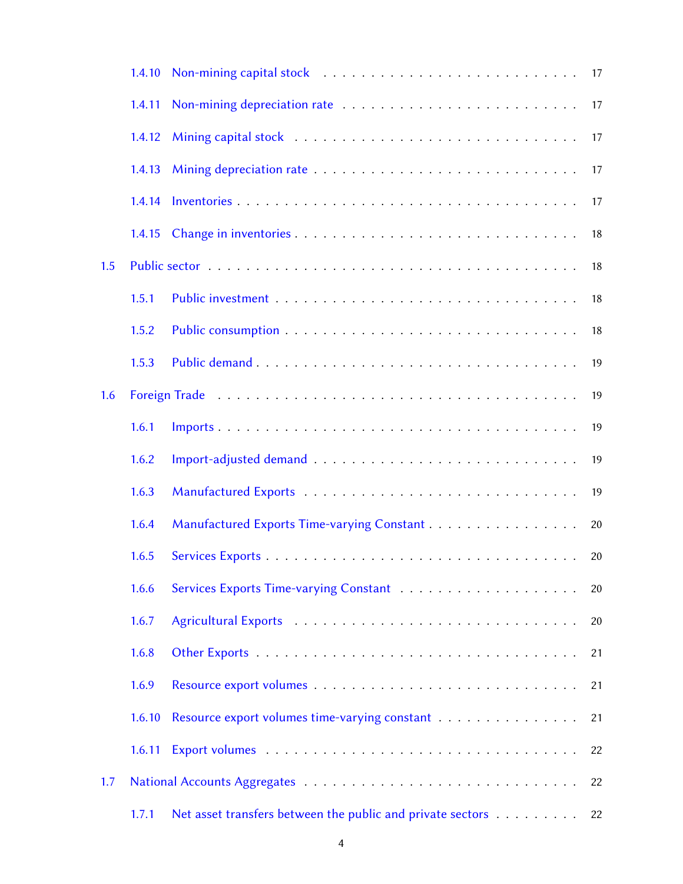1.4.10 Non-mining capital stock . . . . . . . . . . . . . . . . . . . . . . . . . . 17

1.4.11 Non-mining depreciation rate . . . . . . . . . . . . . . . . . . . . . . . . 17

1.4.12 Mining capital stock . . . . . . . . . . . . . . . . . . . . . . . . . . . . 17

1.4.13 Mining depreciation rate . . . . . . . . . . . . . . . . . . . . . . . . . . 17

1.4.14 Inventories . . . . . . . . . . . . . . . . . . . . . . . . . . . . . . . . . 17

1.4.15 Change in inventories . . . . . . . . . . . . . . . . . . . . . . . . . . . . 18

1.5 Public sector . . . . . . . . . . . . . . . . . . . . . . . . . . . . . . . . . . . 18

1.5.1 Public investment . . . . . . . . . . . . . . . . . . . . . . . . . . . . . . 18

1.5.2 Public consumption . . . . . . . . . . . . . . . . . . . . . . . . . . . . . 18

1.5.3 Public demand . . . . . . . . . . . . . . . . . . . . . . . . . . . . . . . 19

1.6 Foreign Trade . . . . . . . . . . . . . . . . . . . . . . . . . . . . . . . . . . 19

1.6.1 Imports . . . . . . . . . . . . . . . . . . . . . . . . . . . . . . . . . . . 19

1.6.2 Import-adjusted demand . . . . . . . . . . . . . . . . . . . . . . . . . . 19

1.6.3 Manufactured Exports . . . . . . . . . . . . . . . . . . . . . . . . . . . 19

1.6.4 Manufactured Exports Time-varying Constant . . . . . . . . . . . . . . . . 20

1.6.5 Services Exports . . . . . . . . . . . . . . . . . . . . . . . . . . . . . . . 20

1.6.6 Services Exports Time-varying Constant . . . . . . . . . . . . . . . . . . 20

1.6.7 Agricultural Exports . . . . . . . . . . . . . . . . . . . . . . . . . . . . 20

1.6.8 Other Exports . . . . . . . . . . . . . . . . . . . . . . . . . . . . . . . . 21

1.6.9 Resource export volumes . . . . . . . . . . . . . . . . . . . . . . . . . . 21

1.6.10 Resource export volumes time-varying constant . . . . . . . . . . . . . . . 21

1.6.11 Export volumes . . . . . . . . . . . . . . . . . . . . . . . . . . . . . . . 22

1.7 National Accounts Aggregates . . . . . . . . . . . . . . . . . . . . . . . . . . 22

1.7.1 Net asset transfers between the public and private sectors . . . . . . . . . 22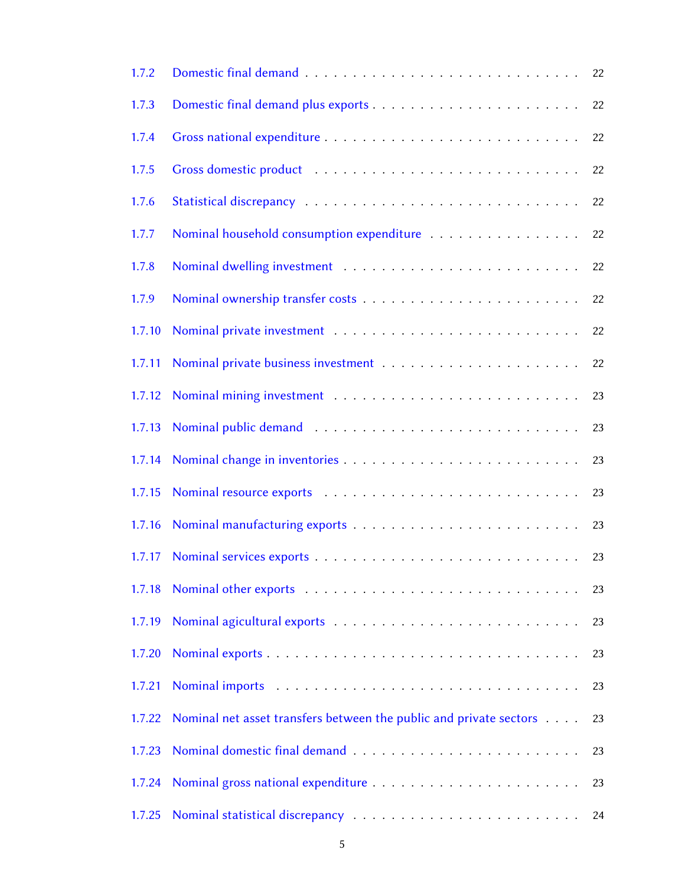1.7.2 Domestic final demand . . . . . . . . . . . . . . . . . . . . . . . . . . . 22

1.7.3 Domestic final demand plus exports . . . . . . . . . . . . . . . . . . . . . 22

1.7.4 Gross national expenditure . . . . . . . . . . . . . . . . . . . . . . . . . 22

1.7.5 Gross domestic product . . . . . . . . . . . . . . . . . . . . . . . . . . . 22

1.7.6 Statistical discrepancy . . . . . . . . . . . . . . . . . . . . . . . . . . . 22

1.7.7 Nominal household consumption expenditure . . . . . . . . . . . . . . . . 22

1.7.8 Nominal dwelling investment . . . . . . . . . . . . . . . . . . . . . . . . 22

1.7.9 Nominal ownership transfer costs . . . . . . . . . . . . . . . . . . . . . . 22

1.7.10 Nominal private investment . . . . . . . . . . . . . . . . . . . . . . . . 22

1.7.11 Nominal private business investment . . . . . . . . . . . . . . . . . . . . 22

1.7.12 Nominal mining investment . . . . . . . . . . . . . . . . . . . . . . . . 23

1.7.13 Nominal public demand . . . . . . . . . . . . . . . . . . . . . . . . . . 23

1.7.14 Nominal change in inventories . . . . . . . . . . . . . . . . . . . . . . . 23

1.7.15 Nominal resource exports . . . . . . . . . . . . . . . . . . . . . . . . . 23

1.7.16 Nominal manufacturing exports . . . . . . . . . . . . . . . . . . . . . . 23

1.7.17 Nominal services exports . . . . . . . . . . . . . . . . . . . . . . . . . 23

1.7.18 Nominal other exports . . . . . . . . . . . . . . . . . . . . . . . . . . . 23

1.7.19 Nominal agicultural exports . . . . . . . . . . . . . . . . . . . . . . . . 23

1.7.20 Nominal exports . . . . . . . . . . . . . . . . . . . . . . . . . . . . . . 23

1.7.21 Nominal imports . . . . . . . . . . . . . . . . . . . . . . . . . . . . . . 23

1.7.22 Nominal net asset transfers between the public and private sectors . . . . 23

1.7.23 Nominal domestic final demand . . . . . . . . . . . . . . . . . . . . . . 23

1.7.24 Nominal gross national expenditure . . . . . . . . . . . . . . . . . . . . 23

1.7.25 Nominal statistical discrepancy . . . . . . . . . . . . . . . . . . . . . . 24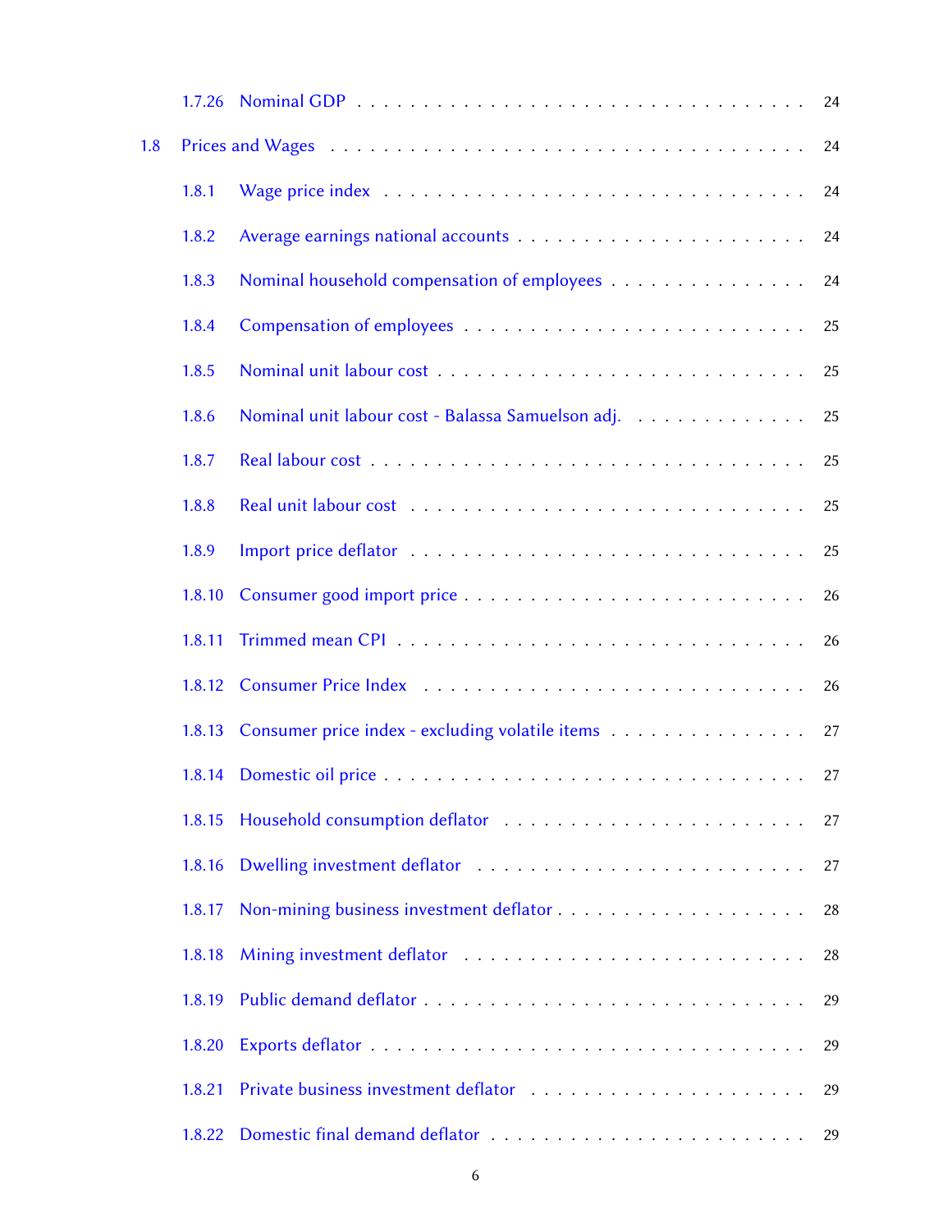- 1.7.26 Nominal GDP . . . . . 24
- 1.8 Prices and Wages . . . . . 24
  - 1.8.1 Wage price index . . . . . 24
  - 1.8.2 Average earnings national accounts . . . . . 24
  - 1.8.3 Nominal household compensation of employees . . . . . 24
  - 1.8.4 Compensation of employees . . . . . 25
  - 1.8.5 Nominal unit labour cost . . . . . 25
  - 1.8.6 Nominal unit labour cost - Balassa Samuelson adj. . . . . . 25
  - 1.8.7 Real labour cost . . . . . 25
  - 1.8.8 Real unit labour cost . . . . . 25
  - 1.8.9 Import price deflator . . . . . 25
  - 1.8.10 Consumer good import price . . . . . 26
  - 1.8.11 Trimmed mean CPI . . . . . 26
  - 1.8.12 Consumer Price Index . . . . . 26
  - 1.8.13 Consumer price index - excluding volatile items . . . . . 27
  - 1.8.14 Domestic oil price . . . . . 27
  - 1.8.15 Household consumption deflator . . . . . 27
  - 1.8.16 Dwelling investment deflator . . . . . 27
  - 1.8.17 Non-mining business investment deflator . . . . . 28
  - 1.8.18 Mining investment deflator . . . . . 28
  - 1.8.19 Public demand deflator . . . . . 29
  - 1.8.20 Exports deflator . . . . . 29
  - 1.8.21 Private business investment deflator . . . . . 29
  - 1.8.22 Domestic final demand deflator . . . . . 29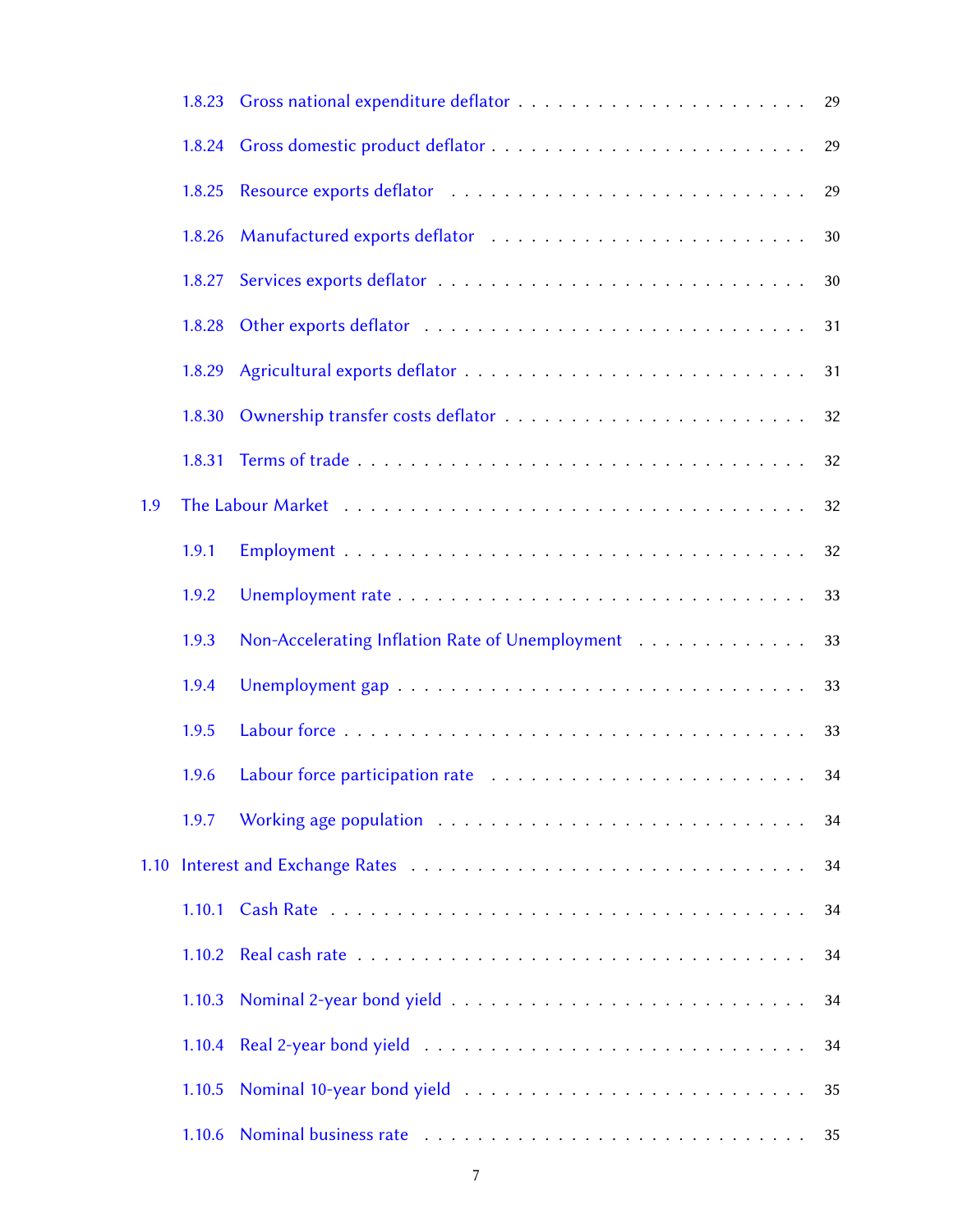- 1.8.23 Gross national expenditure deflator . . . . . 29
- 1.8.24 Gross domestic product deflator . . . . . 29
- 1.8.25 Resource exports deflator . . . . . 29
- 1.8.26 Manufactured exports deflator . . . . . 30
- 1.8.27 Services exports deflator . . . . . 30
- 1.8.28 Other exports deflator . . . . . 31
- 1.8.29 Agricultural exports deflator . . . . . 31
- 1.8.30 Ownership transfer costs deflator . . . . . 32
- 1.8.31 Terms of trade . . . . . 32

1.9 The Labour Market . . . . . 32

- 1.9.1 Employment . . . . . 32
- 1.9.2 Unemployment rate . . . . . 33
- 1.9.3 Non-Accelerating Inflation Rate of Unemployment . . . . . 33
- 1.9.4 Unemployment gap . . . . . 33
- 1.9.5 Labour force . . . . . 33
- 1.9.6 Labour force participation rate . . . . . 34
- 1.9.7 Working age population . . . . . 34

1.10 Interest and Exchange Rates . . . . . 34

- 1.10.1 Cash Rate . . . . . 34
- 1.10.2 Real cash rate . . . . . 34
- 1.10.3 Nominal 2-year bond yield . . . . . 34
- 1.10.4 Real 2-year bond yield . . . . . 34
- 1.10.5 Nominal 10-year bond yield . . . . . 35
- 1.10.6 Nominal business rate . . . . . 35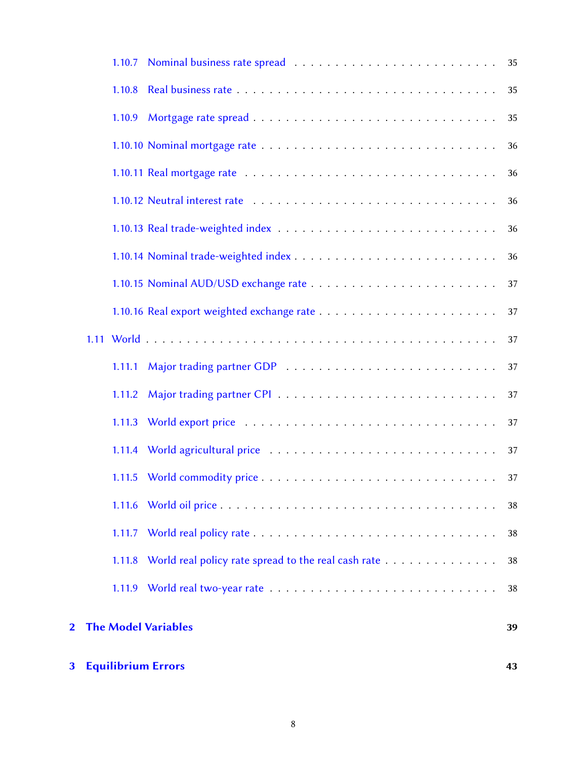- 1.10.7 Nominal business rate spread . . . . . . . . . . . . . . . . . . . . . . . . 35
- 1.10.8 Real business rate . . . . . . . . . . . . . . . . . . . . . . . . . . . . . 35
- 1.10.9 Mortgage rate spread . . . . . . . . . . . . . . . . . . . . . . . . . . . . 35
- 1.10.10 Nominal mortgage rate . . . . . . . . . . . . . . . . . . . . . . . . . . . 36
- 1.10.11 Real mortgage rate . . . . . . . . . . . . . . . . . . . . . . . . . . . . . 36
- 1.10.12 Neutral interest rate . . . . . . . . . . . . . . . . . . . . . . . . . . . . 36
- 1.10.13 Real trade-weighted index . . . . . . . . . . . . . . . . . . . . . . . . . 36
- 1.10.14 Nominal trade-weighted index . . . . . . . . . . . . . . . . . . . . . . . 36
- 1.10.15 Nominal AUD/USD exchange rate . . . . . . . . . . . . . . . . . . . . . 37
- 1.10.16 Real export weighted exchange rate . . . . . . . . . . . . . . . . . . . . 37

1.11 World . . . . . . . . . . . . . . . . . . . . . . . . . . . . . . . . . . . . . . . 37

- 1.11.1 Major trading partner GDP . . . . . . . . . . . . . . . . . . . . . . . . . 37
- 1.11.2 Major trading partner CPI . . . . . . . . . . . . . . . . . . . . . . . . . . 37
- 1.11.3 World export price . . . . . . . . . . . . . . . . . . . . . . . . . . . . . . 37
- 1.11.4 World agricultural price . . . . . . . . . . . . . . . . . . . . . . . . . . . 37
- 1.11.5 World commodity price . . . . . . . . . . . . . . . . . . . . . . . . . . . 37
- 1.11.6 World oil price . . . . . . . . . . . . . . . . . . . . . . . . . . . . . . . . 38
- 1.11.7 World real policy rate . . . . . . . . . . . . . . . . . . . . . . . . . . . . 38
- 1.11.8 World real policy rate spread to the real cash rate . . . . . . . . . . . . . 38
- 1.11.9 World real two-year rate . . . . . . . . . . . . . . . . . . . . . . . . . . . 38

**2 The Model Variables** **39**

**3 Equilibrium Errors** **43**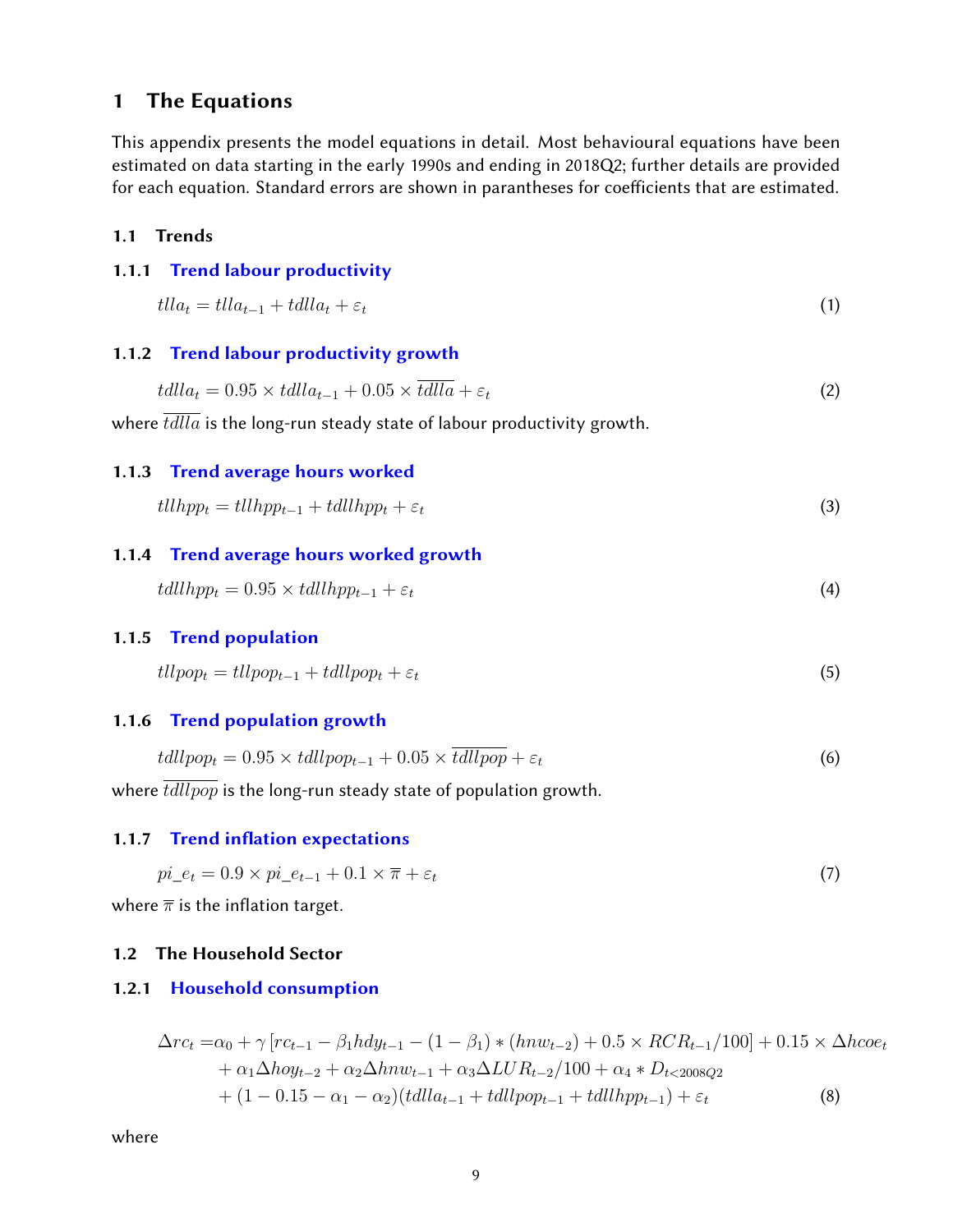# 1 The Equations

This appendix presents the model equations in detail. Most behavioural equations have been estimated on data starting in the early 1990s and ending in 2018Q2; further details are provided for each equation. Standard errors are shown in parantheses for coefficients that are estimated.

## 1.1 Trends

### 1.1.1 Trend labour productivity

$$tlla_t = tlla_{t-1} + tdlla_t + \varepsilon_t \tag{1}$$

### 1.1.2 Trend labour productivity growth

$$tdlla_t = 0.95 \times tdlla_{t-1} + 0.05 \times \overline{tdlla} + \varepsilon_t \tag{2}$$

where $\overline{tdlla}$ is the long-run steady state of labour productivity growth.

### 1.1.3 Trend average hours worked

$$tllhpp_t = tllhpp_{t-1} + tdllhpp_t + \varepsilon_t \tag{3}$$

### 1.1.4 Trend average hours worked growth

$$tdllhpp_t = 0.95 \times tdllhpp_{t-1} + \varepsilon_t \tag{4}$$

### 1.1.5 Trend population

$$tllpop_t = tllpop_{t-1} + tdllpop_t + \varepsilon_t \tag{5}$$

### 1.1.6 Trend population growth

$$tdllpop_t = 0.95 \times tdllpop_{t-1} + 0.05 \times \overline{tdllpop} + \varepsilon_t \tag{6}$$

where $\overline{tdllpop}$ is the long-run steady state of population growth.

### 1.1.7 Trend inflation expectations

$$pi\_e_t = 0.9 \times pi\_e_{t-1} + 0.1 \times \overline{\pi} + \varepsilon_t \tag{7}$$

where $\overline{\pi}$ is the inflation target.

## 1.2 The Household Sector

### 1.2.1 Household consumption

$$\begin{aligned}
\Delta rc_t =& \alpha_0 + \gamma \left[rc_{t-1} - \beta_1 hdy_{t-1} - (1-\beta_1) * (hnw_{t-2}) + 0.5 \times RCR_{t-1}/100\right] + 0.15 \times \Delta hcoe_t \\
&+ \alpha_1 \Delta hoy_{t-2} + \alpha_2 \Delta hnw_{t-1} + \alpha_3 \Delta LUR_{t-2}/100 + \alpha_4 * D_{t<2008Q2} \\
&+ (1 - 0.15 - \alpha_1 - \alpha_2)(tdlla_{t-1} + tdllpop_{t-1} + tdllhpp_{t-1}) + \varepsilon_t
\end{aligned} \tag{8}$$

where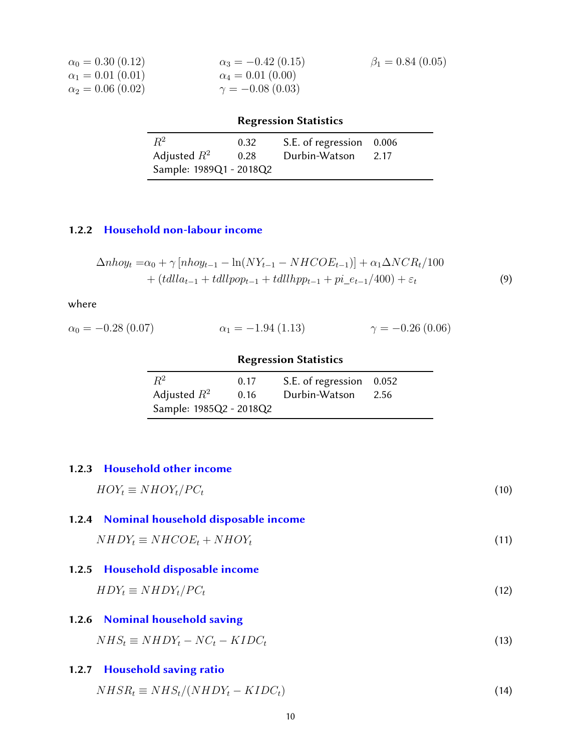$\alpha_0 = 0.30\ (0.12)$ $\alpha_3 = -0.42\ (0.15)$ $\beta_1 = 0.84\ (0.05)$
$\alpha_1 = 0.01\ (0.01)$ $\alpha_4 = 0.01\ (0.00)$
$\alpha_2 = 0.06\ (0.02)$ $\gamma = -0.08\ (0.03)$

**Regression Statistics**

| | | | |
|---|---|---|---|
| $R^2$ | 0.32 | S.E. of regression | 0.006 |
| Adjusted $R^2$ | 0.28 | Durbin-Watson | 2.17 |
| Sample: 1989Q1 - 2018Q2 | | | |

### 1.2.2 Household non-labour income

$$\Delta nhoy_t = \alpha_0 + \gamma\,[nhoy_{t-1} - \ln(NY_{t-1} - NHCOE_{t-1})] + \alpha_1 \Delta NCR_t/100 + (tdlla_{t-1} + tdllpop_{t-1} + tdllhpp_{t-1} + pi\_e_{t-1}/400) + \varepsilon_t \tag{9}$$

where

$\alpha_0 = -0.28\ (0.07)$ $\alpha_1 = -1.94\ (1.13)$ $\gamma = -0.26\ (0.06)$

**Regression Statistics**

| | | | |
|---|---|---|---|
| $R^2$ | 0.17 | S.E. of regression | 0.052 |
| Adjusted $R^2$ | 0.16 | Durbin-Watson | 2.56 |
| Sample: 1985Q2 - 2018Q2 | | | |

### 1.2.3 Household other income

$$HOY_t \equiv NHOY_t/PC_t \tag{10}$$

### 1.2.4 Nominal household disposable income

$$NHDY_t \equiv NHCOE_t + NHOY_t \tag{11}$$

### 1.2.5 Household disposable income

$$HDY_t \equiv NHDY_t/PC_t \tag{12}$$

### 1.2.6 Nominal household saving

$$NHS_t \equiv NHDY_t - NC_t - KIDC_t \tag{13}$$

### 1.2.7 Household saving ratio

$$NHSR_t \equiv NHS_t/(NHDY_t - KIDC_t) \tag{14}$$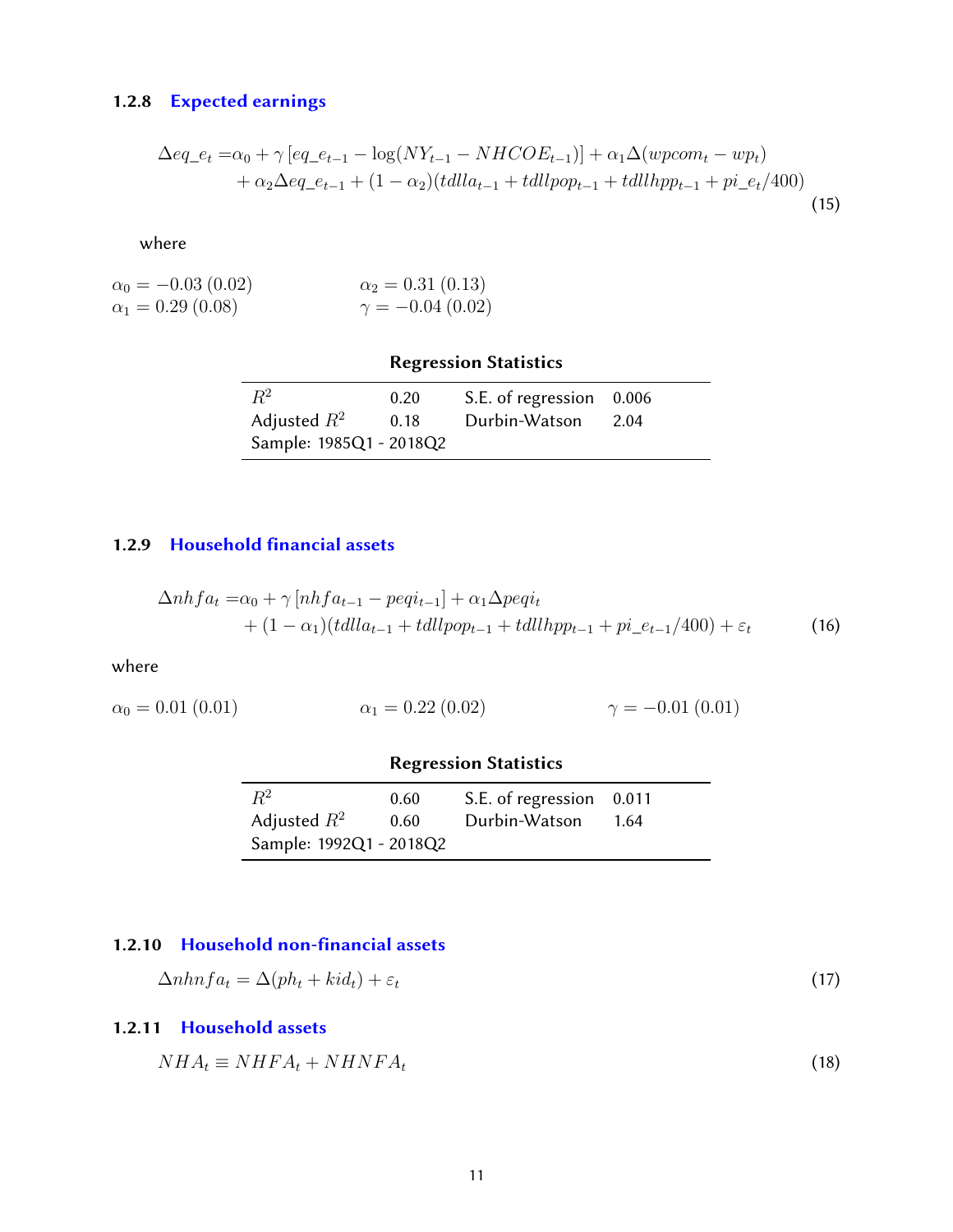### 1.2.8 Expected earnings

$$
\begin{aligned}
\Delta eq\_e_t =& \alpha_0 + \gamma \left[ eq\_e_{t-1} - \log(NY_{t-1} - NHCOE_{t-1}) \right] + \alpha_1 \Delta(wpcom_t - wp_t) \\
&+ \alpha_2 \Delta eq\_e_{t-1} + (1 - \alpha_2)(tdlla_{t-1} + tdllpop_{t-1} + tdllhpp_{t-1} + pi\_e_t/400)
\end{aligned} \tag{15}
$$

where

$\alpha_0 = -0.03\ (0.02)$ $\qquad$ $\alpha_2 = 0.31\ (0.13)$

$\alpha_1 = 0.29\ (0.08)$ $\qquad$ $\gamma = -0.04\ (0.02)$

**Regression Statistics**

| | | | |
|---|---|---|---|
| $R^2$ | 0.20 | S.E. of regression | 0.006 |
| Adjusted $R^2$ | 0.18 | Durbin-Watson | 2.04 |
| Sample: 1985Q1 - 2018Q2 | | | |

### 1.2.9 Household financial assets

$$
\begin{aligned}
\Delta nhfa_t =& \alpha_0 + \gamma \left[ nhfa_{t-1} - peqi_{t-1} \right] + \alpha_1 \Delta peqi_t \\
&+ (1 - \alpha_1)(tdlla_{t-1} + tdllpop_{t-1} + tdllhpp_{t-1} + pi\_e_{t-1}/400) + \varepsilon_t
\end{aligned} \tag{16}
$$

where

$\alpha_0 = 0.01\ (0.01)$ $\qquad$ $\alpha_1 = 0.22\ (0.02)$ $\qquad$ $\gamma = -0.01\ (0.01)$

**Regression Statistics**

| | | | |
|---|---|---|---|
| $R^2$ | 0.60 | S.E. of regression | 0.011 |
| Adjusted $R^2$ | 0.60 | Durbin-Watson | 1.64 |
| Sample: 1992Q1 - 2018Q2 | | | |

### 1.2.10 Household non-financial assets

$$
\Delta nhnfa_t = \Delta(ph_t + kid_t) + \varepsilon_t \tag{17}
$$

### 1.2.11 Household assets

$$
NHA_t \equiv NHFA_t + NHNFA_t \tag{18}
$$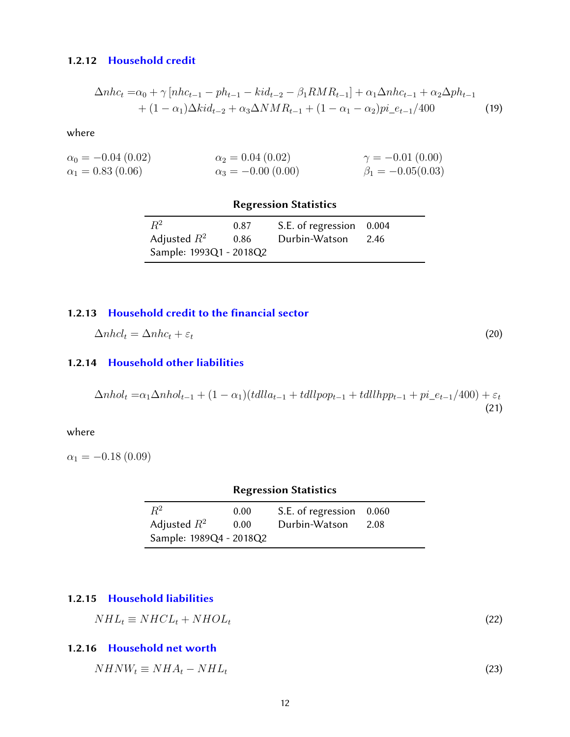### 1.2.12 Household credit

$$
\begin{aligned}
\Delta nhc_t =& \alpha_0 + \gamma \left[ nhc_{t-1} - ph_{t-1} - kid_{t-2} - \beta_1 RMR_{t-1} \right] + \alpha_1 \Delta nhc_{t-1} + \alpha_2 \Delta ph_{t-1} \\
&+ (1-\alpha_1)\Delta kid_{t-2} + \alpha_3 \Delta NMR_{t-1} + (1-\alpha_1-\alpha_2) pi\_e_{t-1}/400
\end{aligned} \tag{19}
$$

where

$\alpha_0 = -0.04\ (0.02)$ $\quad$ $\alpha_2 = 0.04\ (0.02)$ $\quad$ $\gamma = -0.01\ (0.00)$

$\alpha_1 = 0.83\ (0.06)$ $\quad$ $\alpha_3 = -0.00\ (0.00)$ $\quad$ $\beta_1 = -0.05 (0.03)$

**Regression Statistics**

| | | | |
|---|---|---|---|
| $R^2$ | 0.87 | S.E. of regression | 0.004 |
| Adjusted $R^2$ | 0.86 | Durbin-Watson | 2.46 |
| Sample: 1993Q1 - 2018Q2 | | | |

### 1.2.13 Household credit to the financial sector

$$
\Delta nhcl_t = \Delta nhc_t + \varepsilon_t \tag{20}
$$

### 1.2.14 Household other liabilities

$$
\Delta nhol_t = \alpha_1 \Delta nhol_{t-1} + (1-\alpha_1)(tdlla_{t-1} + tdllpop_{t-1} + tdllhpp_{t-1} + pi\_e_{t-1}/400) + \varepsilon_t \tag{21}
$$

where

$\alpha_1 = -0.18\ (0.09)$

**Regression Statistics**

| | | | |
|---|---|---|---|
| $R^2$ | 0.00 | S.E. of regression | 0.060 |
| Adjusted $R^2$ | 0.00 | Durbin-Watson | 2.08 |
| Sample: 1989Q4 - 2018Q2 | | | |

### 1.2.15 Household liabilities

$$
NHL_t \equiv NHCL_t + NHOL_t \tag{22}
$$

### 1.2.16 Household net worth

$$
NHNW_t \equiv NHA_t - NHL_t \tag{23}
$$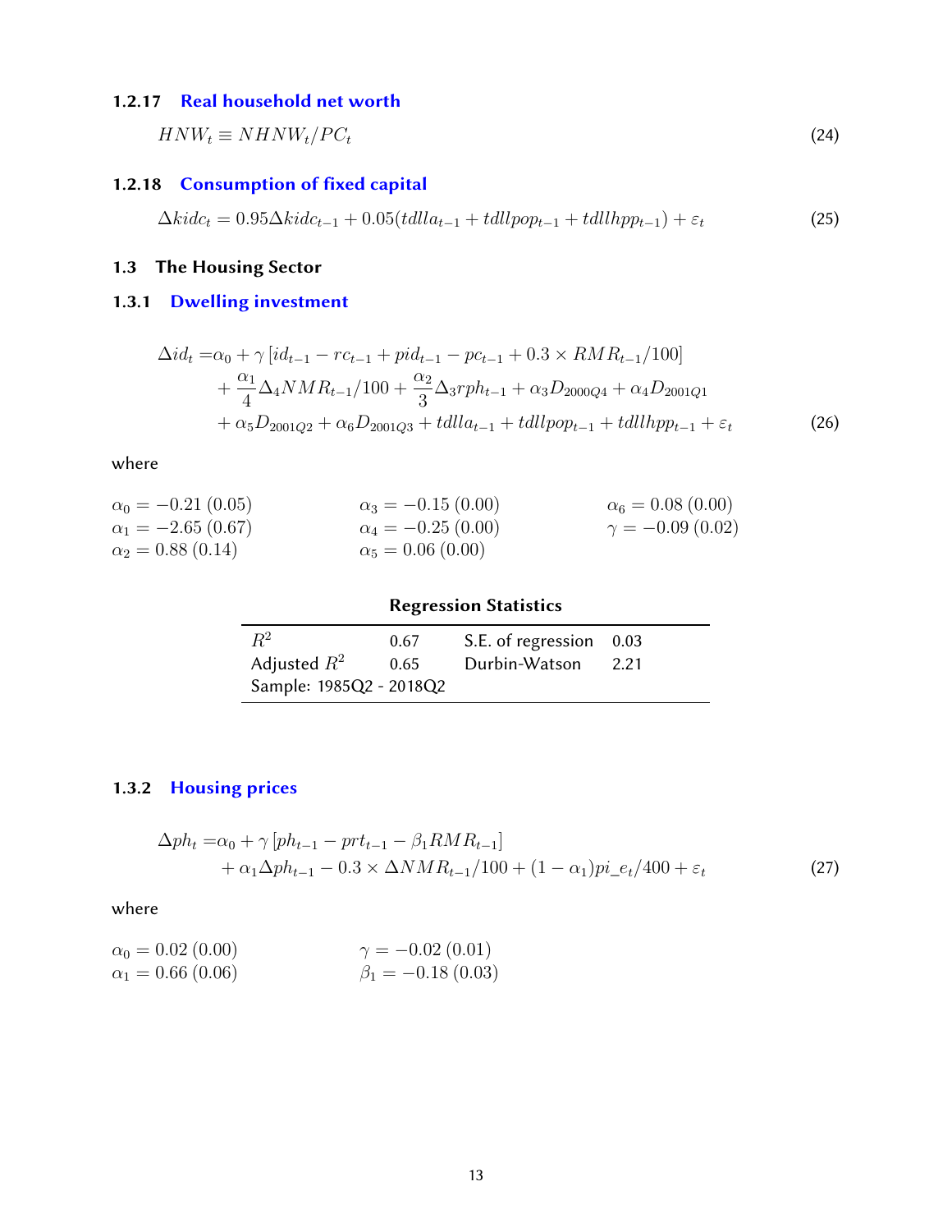### 1.2.17 Real household net worth

$$HNW_t \equiv NHNW_t / PC_t \tag{24}$$

### 1.2.18 Consumption of fixed capital

$$\Delta kidc_t = 0.95\Delta kidc_{t-1} + 0.05(tdlla_{t-1} + tdllpop_{t-1} + tdllhpp_{t-1}) + \varepsilon_t \tag{25}$$

## 1.3 The Housing Sector

### 1.3.1 Dwelling investment

$$\begin{aligned}
\Delta id_t =& \alpha_0 + \gamma \left[ id_{t-1} - rc_{t-1} + pid_{t-1} - pc_{t-1} + 0.3 \times RMR_{t-1}/100 \right] \\
&+ \frac{\alpha_1}{4}\Delta_4 NMR_{t-1}/100 + \frac{\alpha_2}{3}\Delta_3 rph_{t-1} + \alpha_3 D_{2000Q4} + \alpha_4 D_{2001Q1} \\
&+ \alpha_5 D_{2001Q2} + \alpha_6 D_{2001Q3} + tdlla_{t-1} + tdllpop_{t-1} + tdllhpp_{t-1} + \varepsilon_t
\end{aligned} \tag{26}$$

where

$\alpha_0 = -0.21\,(0.05)$
$\alpha_1 = -2.65\,(0.67)$
$\alpha_2 = 0.88\,(0.14)$
$\alpha_3 = -0.15\,(0.00)$
$\alpha_4 = -0.25\,(0.00)$
$\alpha_5 = 0.06\,(0.00)$
$\alpha_6 = 0.08\,(0.00)$
$\gamma = -0.09\,(0.02)$

**Regression Statistics**

| | | | |
|---|---|---|---|
| $R^2$ | 0.67 | S.E. of regression | 0.03 |
| Adjusted $R^2$ | 0.65 | Durbin-Watson | 2.21 |
| Sample: 1985Q2 - 2018Q2 | | | |

### 1.3.2 Housing prices

$$\begin{aligned}
\Delta ph_t =& \alpha_0 + \gamma \left[ ph_{t-1} - prt_{t-1} - \beta_1 RMR_{t-1} \right] \\
&+ \alpha_1 \Delta ph_{t-1} - 0.3 \times \Delta NMR_{t-1}/100 + (1-\alpha_1) pi\_e_t/400 + \varepsilon_t
\end{aligned} \tag{27}$$

where

$\alpha_0 = 0.02\,(0.00)$
$\alpha_1 = 0.66\,(0.06)$
$\gamma = -0.02\,(0.01)$
$\beta_1 = -0.18\,(0.03)$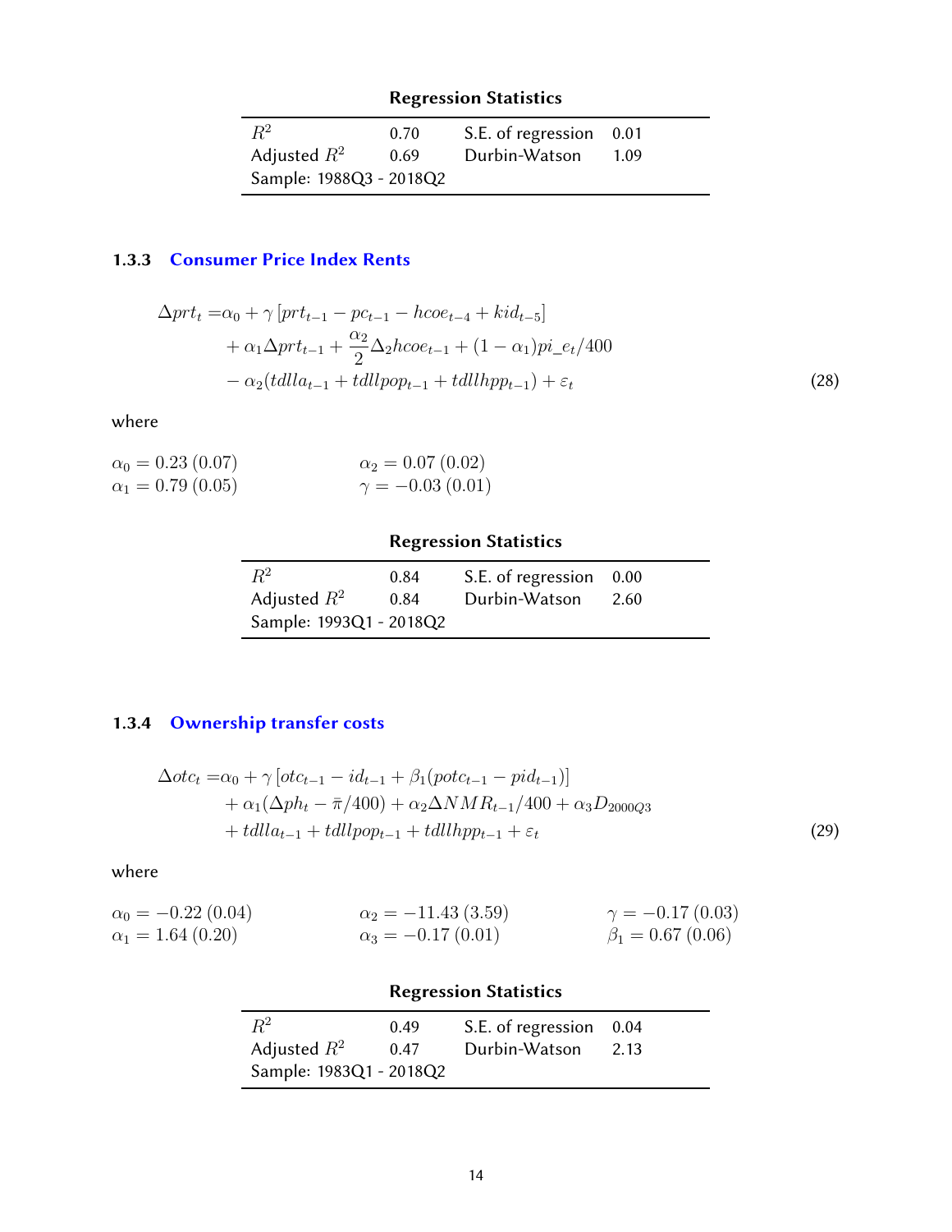**Regression Statistics**

| | | | |
|---|---|---|---|
| $R^2$ | 0.70 | S.E. of regression | 0.01 |
| Adjusted $R^2$ | 0.69 | Durbin-Watson | 1.09 |
| Sample: 1988Q3 - 2018Q2 | | | |

### 1.3.3 Consumer Price Index Rents

$$
\begin{aligned}
\Delta prt_t =& \alpha_0 + \gamma \left[ prt_{t-1} - pc_{t-1} - hcoe_{t-4} + kid_{t-5} \right] \\
&+ \alpha_1 \Delta prt_{t-1} + \frac{\alpha_2}{2} \Delta_2 hcoe_{t-1} + (1-\alpha_1) pi\_e_t/400 \\
&- \alpha_2 (tdlla_{t-1} + tdllpop_{t-1} + tdllhpp_{t-1}) + \varepsilon_t
\end{aligned}
\tag{28}
$$

where

$\alpha_0 = 0.23\,(0.07)$ $\quad\alpha_2 = 0.07\,(0.02)$

$\alpha_1 = 0.79\,(0.05)$ $\quad\gamma = -0.03\,(0.01)$

**Regression Statistics**

| | | | |
|---|---|---|---|
| $R^2$ | 0.84 | S.E. of regression | 0.00 |
| Adjusted $R^2$ | 0.84 | Durbin-Watson | 2.60 |
| Sample: 1993Q1 - 2018Q2 | | | |

### 1.3.4 Ownership transfer costs

$$
\begin{aligned}
\Delta otc_t =& \alpha_0 + \gamma \left[ otc_{t-1} - id_{t-1} + \beta_1 (potc_{t-1} - pid_{t-1}) \right] \\
&+ \alpha_1 (\Delta ph_t - \bar{\pi}/400) + \alpha_2 \Delta NMR_{t-1}/400 + \alpha_3 D_{2000Q3} \\
&+ tdlla_{t-1} + tdllpop_{t-1} + tdllhpp_{t-1} + \varepsilon_t
\end{aligned}
\tag{29}
$$

where

$\alpha_0 = -0.22\,(0.04)$ $\quad\alpha_2 = -11.43\,(3.59)$ $\quad\gamma = -0.17\,(0.03)$

$\alpha_1 = 1.64\,(0.20)$ $\quad\alpha_3 = -0.17\,(0.01)$ $\quad\beta_1 = 0.67\,(0.06)$

**Regression Statistics**

| | | | |
|---|---|---|---|
| $R^2$ | 0.49 | S.E. of regression | 0.04 |
| Adjusted $R^2$ | 0.47 | Durbin-Watson | 2.13 |
| Sample: 1983Q1 - 2018Q2 | | | |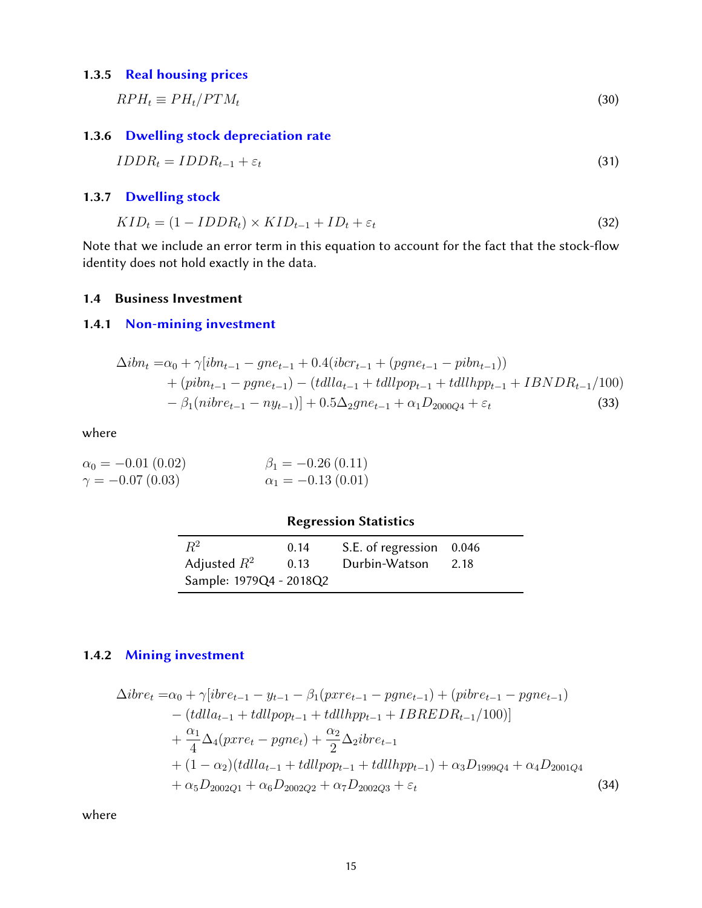### 1.3.5 Real housing prices

$$RPH_t \equiv PH_t / PTM_t \tag{30}$$

### 1.3.6 Dwelling stock depreciation rate

$$IDDR_t = IDDR_{t-1} + \varepsilon_t \tag{31}$$

### 1.3.7 Dwelling stock

$$KID_t = (1 - IDDR_t) \times KID_{t-1} + ID_t + \varepsilon_t \tag{32}$$

Note that we include an error term in this equation to account for the fact that the stock-flow identity does not hold exactly in the data.

## 1.4 Business Investment

### 1.4.1 Non-mining investment

$$\begin{aligned}
\Delta ibn_t =& \alpha_0 + \gamma[ibn_{t-1} - gne_{t-1} + 0.4(ibcr_{t-1} + (pgne_{t-1} - pibn_{t-1})) \\
&+ (pibn_{t-1} - pgne_{t-1}) - (tdlla_{t-1} + tdllpop_{t-1} + tdllhpp_{t-1} + IBNDR_{t-1}/100) \\
&- \beta_1(nibre_{t-1} - ny_{t-1})] + 0.5\Delta_2 gne_{t-1} + \alpha_1 D_{2000Q4} + \varepsilon_t
\end{aligned} \tag{33}$$

where

$\alpha_0 = -0.01\ (0.02)$ $\quad$ $\beta_1 = -0.26\ (0.11)$

$\gamma = -0.07\ (0.03)$ $\quad$ $\alpha_1 = -0.13\ (0.01)$

**Regression Statistics**

| | | | |
|---|---|---|---|
| $R^2$ | 0.14 | S.E. of regression | 0.046 |
| Adjusted $R^2$ | 0.13 | Durbin-Watson | 2.18 |
| Sample: 1979Q4 - 2018Q2 | | | |

### 1.4.2 Mining investment

$$\begin{aligned}
\Delta ibre_t =& \alpha_0 + \gamma[ibre_{t-1} - y_{t-1} - \beta_1(pxre_{t-1} - pgne_{t-1}) + (pibre_{t-1} - pgne_{t-1}) \\
&- (tdlla_{t-1} + tdllpop_{t-1} + tdllhpp_{t-1} + IBREDR_{t-1}/100)] \\
&+ \frac{\alpha_1}{4}\Delta_4(pxre_t - pgne_t) + \frac{\alpha_2}{2}\Delta_2 ibre_{t-1} \\
&+ (1 - \alpha_2)(tdlla_{t-1} + tdllpop_{t-1} + tdllhpp_{t-1}) + \alpha_3 D_{1999Q4} + \alpha_4 D_{2001Q4} \\
&+ \alpha_5 D_{2002Q1} + \alpha_6 D_{2002Q2} + \alpha_7 D_{2002Q3} + \varepsilon_t
\end{aligned} \tag{34}$$

where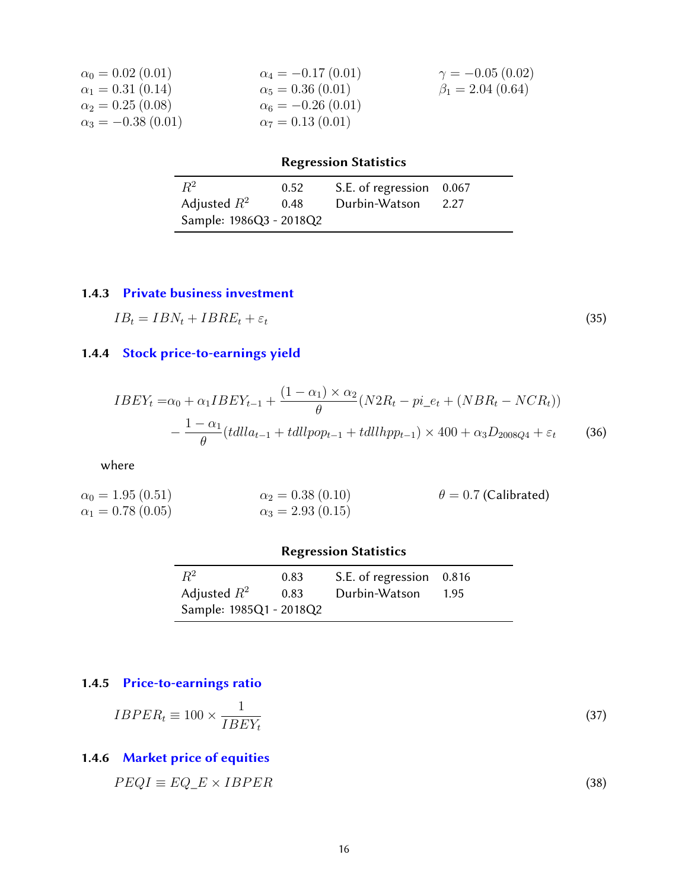$\alpha_0 = 0.02\ (0.01)$
$\alpha_1 = 0.31\ (0.14)$
$\alpha_2 = 0.25\ (0.08)$
$\alpha_3 = -0.38\ (0.01)$
$\alpha_4 = -0.17\ (0.01)$
$\alpha_5 = 0.36\ (0.01)$
$\alpha_6 = -0.26\ (0.01)$
$\alpha_7 = 0.13\ (0.01)$
$\gamma = -0.05\ (0.02)$
$\beta_1 = 2.04\ (0.64)$

**Regression Statistics**

| | | | |
|---|---|---|---|
| $R^2$ | 0.52 | S.E. of regression | 0.067 |
| Adjusted $R^2$ | 0.48 | Durbin-Watson | 2.27 |
| Sample: 1986Q3 - 2018Q2 | | | |

### 1.4.3 Private business investment

$$IB_t = IBN_t + IBRE_t + \varepsilon_t \tag{35}$$

### 1.4.4 Stock price-to-earnings yield

$$\begin{aligned} IBEY_t =& \alpha_0 + \alpha_1 IBEY_{t-1} + \frac{(1-\alpha_1)\times\alpha_2}{\theta}(N2R_t - pi\_e_t + (NBR_t - NCR_t)) \\ &- \frac{1-\alpha_1}{\theta}(tdllla_{t-1} + tdllpop_{t-1} + tdllhpp_{t-1}) \times 400 + \alpha_3 D_{2008Q4} + \varepsilon_t \end{aligned} \tag{36}$$

where

$\alpha_0 = 1.95\ (0.51)$
$\alpha_1 = 0.78\ (0.05)$
$\alpha_2 = 0.38\ (0.10)$
$\alpha_3 = 2.93\ (0.15)$
$\theta = 0.7$ (Calibrated)

**Regression Statistics**

| | | | |
|---|---|---|---|
| $R^2$ | 0.83 | S.E. of regression | 0.816 |
| Adjusted $R^2$ | 0.83 | Durbin-Watson | 1.95 |
| Sample: 1985Q1 - 2018Q2 | | | |

### 1.4.5 Price-to-earnings ratio

$$IBPER_t \equiv 100 \times \frac{1}{IBEY_t} \tag{37}$$

### 1.4.6 Market price of equities

$$PEQI \equiv EQ\_E \times IBPER \tag{38}$$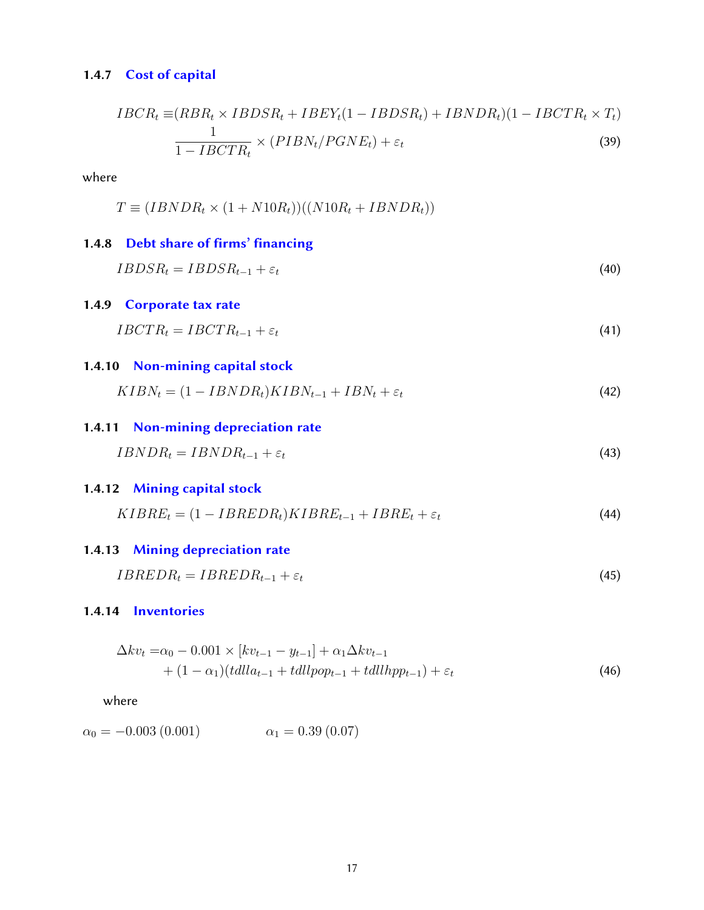### 1.4.7 Cost of capital

$$
\begin{aligned}
IBCR_t \equiv &(RBR_t \times IBDSR_t + IBEY_t(1 - IBDSR_t) + IBNDR_t)(1 - IBCTR_t \times T_t) \\
&\frac{1}{1 - IBCTR_t} \times (PIBN_t/PGNE_t) + \varepsilon_t
\end{aligned} \tag{39}
$$

where

$$
T \equiv (IBNDR_t \times (1 + N10R_t))((N10R_t + IBNDR_t))
$$

### 1.4.8 Debt share of firms' financing

$$
IBDSR_t = IBDSR_{t-1} + \varepsilon_t \tag{40}
$$

### 1.4.9 Corporate tax rate

$$
IBCTR_t = IBCTR_{t-1} + \varepsilon_t \tag{41}
$$

### 1.4.10 Non-mining capital stock

$$
KIBN_t = (1 - IBNDR_t)KIBN_{t-1} + IBN_t + \varepsilon_t \tag{42}
$$

### 1.4.11 Non-mining depreciation rate

$$
IBNDR_t = IBNDR_{t-1} + \varepsilon_t \tag{43}
$$

### 1.4.12 Mining capital stock

$$
KIBRE_t = (1 - IBREDR_t)KIBRE_{t-1} + IBRE_t + \varepsilon_t \tag{44}
$$

### 1.4.13 Mining depreciation rate

$$
IBREDR_t = IBREDR_{t-1} + \varepsilon_t \tag{45}
$$

### 1.4.14 Inventories

$$
\begin{aligned}
\Delta kv_t = &\alpha_0 - 0.001 \times [kv_{t-1} - y_{t-1}] + \alpha_1 \Delta kv_{t-1} \\
&+ (1 - \alpha_1)(tdlla_{t-1} + tdllpop_{t-1} + tdllhpp_{t-1}) + \varepsilon_t
\end{aligned} \tag{46}
$$

where

$\alpha_0 = -0.003\ (0.001) \qquad \alpha_1 = 0.39\ (0.07)$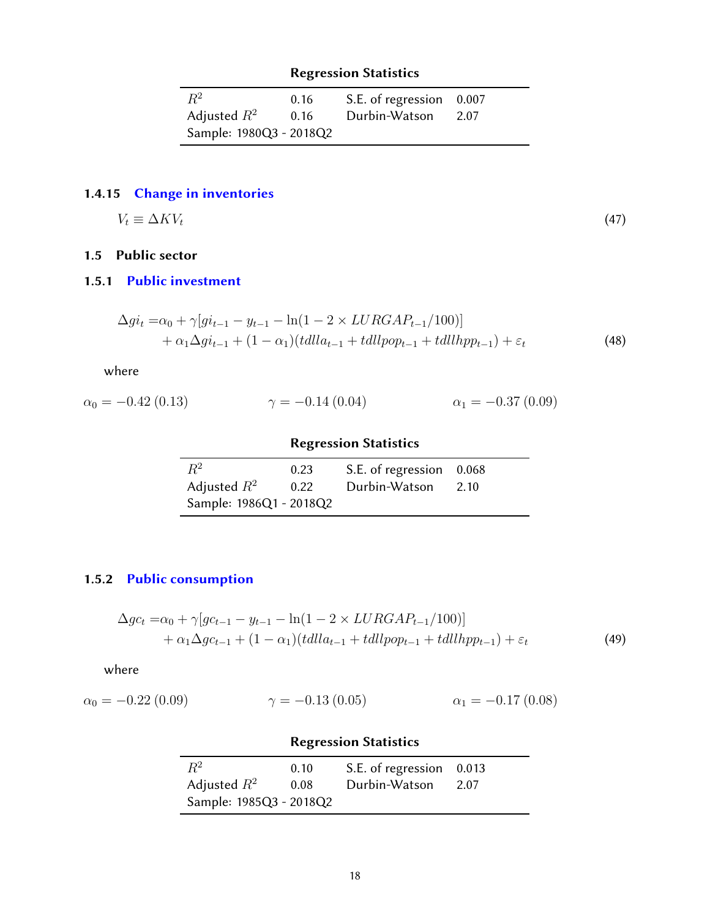**Regression Statistics**

| | | | |
|---|---|---|---|
| $R^2$ | 0.16 | S.E. of regression | 0.007 |
| Adjusted $R^2$ | 0.16 | Durbin-Watson | 2.07 |
| Sample: 1980Q3 - 2018Q2 | | | |

#### 1.4.15 Change in inventories

$$V_t \equiv \Delta KV_t \tag{47}$$

### 1.5 Public sector

#### 1.5.1 Public investment

$$\begin{aligned}\Delta gi_t =& \alpha_0 + \gamma[gi_{t-1} - y_{t-1} - \ln(1 - 2 \times LURGAP_{t-1}/100)] \\ &+ \alpha_1 \Delta gi_{t-1} + (1-\alpha_1)(tdlla_{t-1} + tdllpop_{t-1} + tdllhpp_{t-1}) + \varepsilon_t\end{aligned} \tag{48}$$

where

$\alpha_0 = -0.42\,(0.13)$ $\gamma = -0.14\,(0.04)$ $\alpha_1 = -0.37\,(0.09)$

**Regression Statistics**

| | | | |
|---|---|---|---|
| $R^2$ | 0.23 | S.E. of regression | 0.068 |
| Adjusted $R^2$ | 0.22 | Durbin-Watson | 2.10 |
| Sample: 1986Q1 - 2018Q2 | | | |

#### 1.5.2 Public consumption

$$\begin{aligned}\Delta gc_t =& \alpha_0 + \gamma[gc_{t-1} - y_{t-1} - \ln(1 - 2 \times LURGAP_{t-1}/100)] \\ &+ \alpha_1 \Delta gc_{t-1} + (1-\alpha_1)(tdlla_{t-1} + tdllpop_{t-1} + tdllhpp_{t-1}) + \varepsilon_t\end{aligned} \tag{49}$$

where

$\alpha_0 = -0.22\,(0.09)$ $\gamma = -0.13\,(0.05)$ $\alpha_1 = -0.17\,(0.08)$

**Regression Statistics**

| | | | |
|---|---|---|---|
| $R^2$ | 0.10 | S.E. of regression | 0.013 |
| Adjusted $R^2$ | 0.08 | Durbin-Watson | 2.07 |
| Sample: 1985Q3 - 2018Q2 | | | |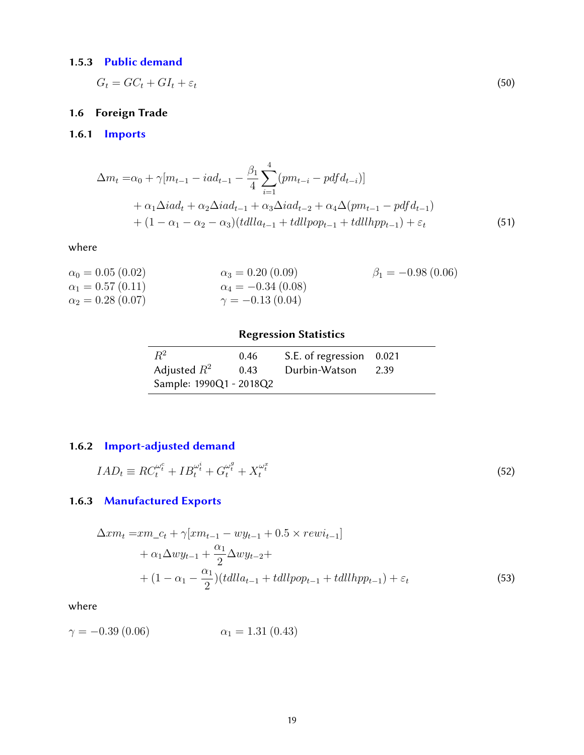### 1.5.3 Public demand

$$G_t = GC_t + GI_t + \varepsilon_t \tag{50}$$

## 1.6 Foreign Trade

### 1.6.1 Imports

$$\begin{aligned}
\Delta m_t =& \alpha_0 + \gamma[m_{t-1} - iad_{t-1} - \frac{\beta_1}{4}\sum_{i=1}^{4}(pm_{t-i} - pdfd_{t-i})] \\
&+ \alpha_1 \Delta iad_t + \alpha_2 \Delta iad_{t-1} + \alpha_3 \Delta iad_{t-2} + \alpha_4 \Delta(pm_{t-1} - pdfd_{t-1}) \\
&+ (1 - \alpha_1 - \alpha_2 - \alpha_3)(tdlla_{t-1} + tdllpop_{t-1} + tdllhpp_{t-1}) + \varepsilon_t
\end{aligned} \tag{51}$$

where

$\alpha_0 = 0.05\ (0.02)$ $\quad$ $\alpha_3 = 0.20\ (0.09)$ $\quad$ $\beta_1 = -0.98\ (0.06)$

$\alpha_1 = 0.57\ (0.11)$ $\quad$ $\alpha_4 = -0.34\ (0.08)$

$\alpha_2 = 0.28\ (0.07)$ $\quad$ $\gamma = -0.13\ (0.04)$

**Regression Statistics**

| | | | |
|---|---|---|---|
| $R^2$ | 0.46 | S.E. of regression | 0.021 |
| Adjusted $R^2$ | 0.43 | Durbin-Watson | 2.39 |
| Sample: 1990Q1 - 2018Q2 | | | |

### 1.6.2 Import-adjusted demand

$$IAD_t \equiv RC_t^{\omega_t^c} + IB_t^{\omega_t^i} + G_t^{\omega_t^g} + X_t^{\omega_t^x} \tag{52}$$

### 1.6.3 Manufactured Exports

$$\begin{aligned}
\Delta xm_t =& xm\_c_t + \gamma[xm_{t-1} - wy_{t-1} + 0.5 \times rewi_{t-1}] \\
&+ \alpha_1 \Delta wy_{t-1} + \frac{\alpha_1}{2}\Delta wy_{t-2} + \\
&+ (1 - \alpha_1 - \frac{\alpha_1}{2})(tdlla_{t-1} + tdllpop_{t-1} + tdllhpp_{t-1}) + \varepsilon_t
\end{aligned} \tag{53}$$

where

$\gamma = -0.39\ (0.06)$ $\quad$ $\alpha_1 = 1.31\ (0.43)$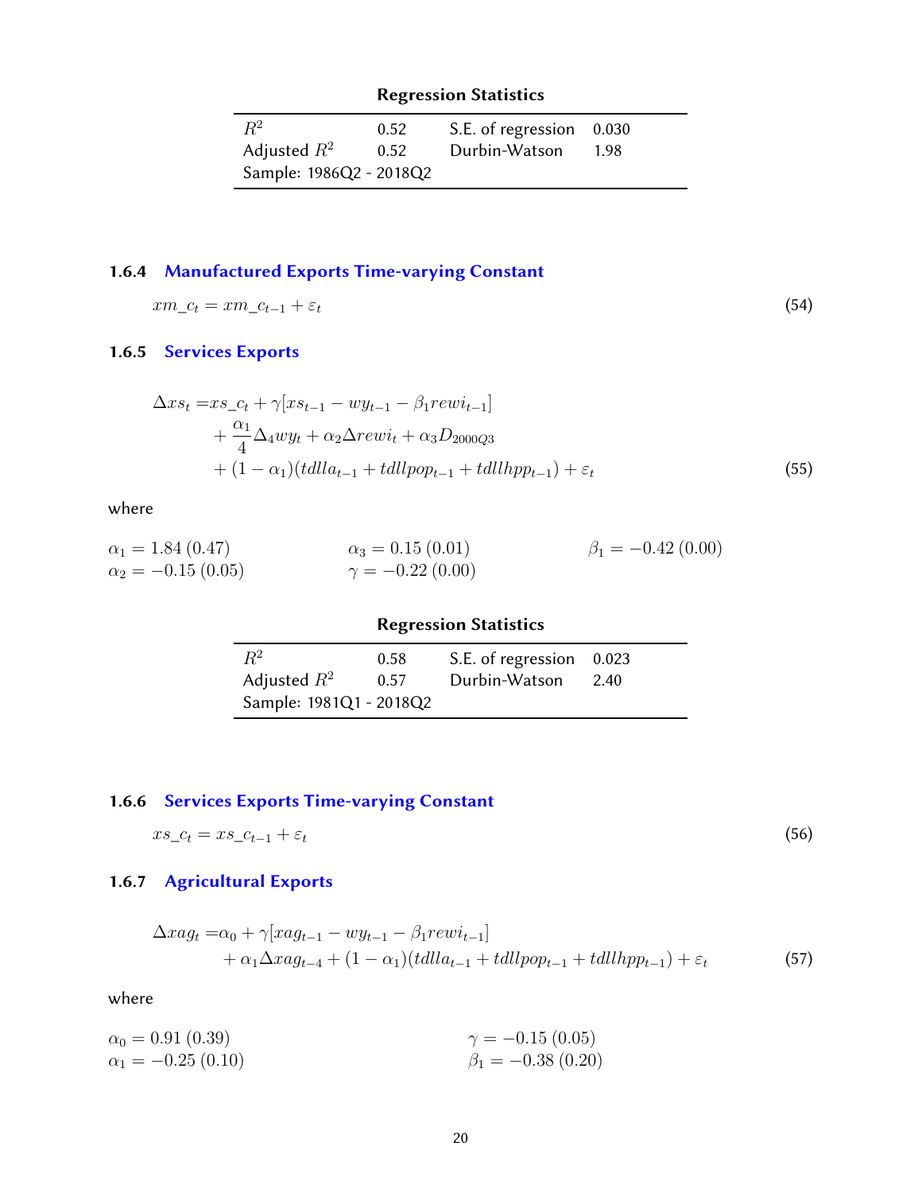**Regression Statistics**

| | | | |
|---|---|---|---|
| $R^2$ | 0.52 | S.E. of regression | 0.030 |
| Adjusted $R^2$ | 0.52 | Durbin-Watson | 1.98 |
| Sample: 1986Q2 - 2018Q2 | | | |

### 1.6.4 Manufactured Exports Time-varying Constant

$$xm\_c_t = xm\_c_{t-1} + \varepsilon_t \tag{54}$$

### 1.6.5 Services Exports

$$\begin{aligned}
\Delta xs_t =& xs\_c_t + \gamma[xs_{t-1} - wy_{t-1} - \beta_1 rewi_{t-1}] \\
&+ \frac{\alpha_1}{4}\Delta_4 wy_t + \alpha_2 \Delta rewi_t + \alpha_3 D_{2000Q3} \\
&+ (1-\alpha_1)(tdlla_{t-1} + tdllpop_{t-1} + tdllhpp_{t-1}) + \varepsilon_t
\end{aligned} \tag{55}$$

where

$\alpha_1 = 1.84\,(0.47)$ $\quad \alpha_3 = 0.15\,(0.01)$ $\quad \beta_1 = -0.42\,(0.00)$

$\alpha_2 = -0.15\,(0.05)$ $\quad \gamma = -0.22\,(0.00)$

**Regression Statistics**

| | | | |
|---|---|---|---|
| $R^2$ | 0.58 | S.E. of regression | 0.023 |
| Adjusted $R^2$ | 0.57 | Durbin-Watson | 2.40 |
| Sample: 1981Q1 - 2018Q2 | | | |

### 1.6.6 Services Exports Time-varying Constant

$$xs\_c_t = xs\_c_{t-1} + \varepsilon_t \tag{56}$$

### 1.6.7 Agricultural Exports

$$\begin{aligned}
\Delta xag_t =& \alpha_0 + \gamma[xag_{t-1} - wy_{t-1} - \beta_1 rewi_{t-1}] \\
&+ \alpha_1 \Delta xag_{t-4} + (1-\alpha_1)(tdlla_{t-1} + tdllpop_{t-1} + tdllhpp_{t-1}) + \varepsilon_t
\end{aligned} \tag{57}$$

where

$\alpha_0 = 0.91\,(0.39)$ $\quad \gamma = -0.15\,(0.05)$

$\alpha_1 = -0.25\,(0.10)$ $\quad \beta_1 = -0.38\,(0.20)$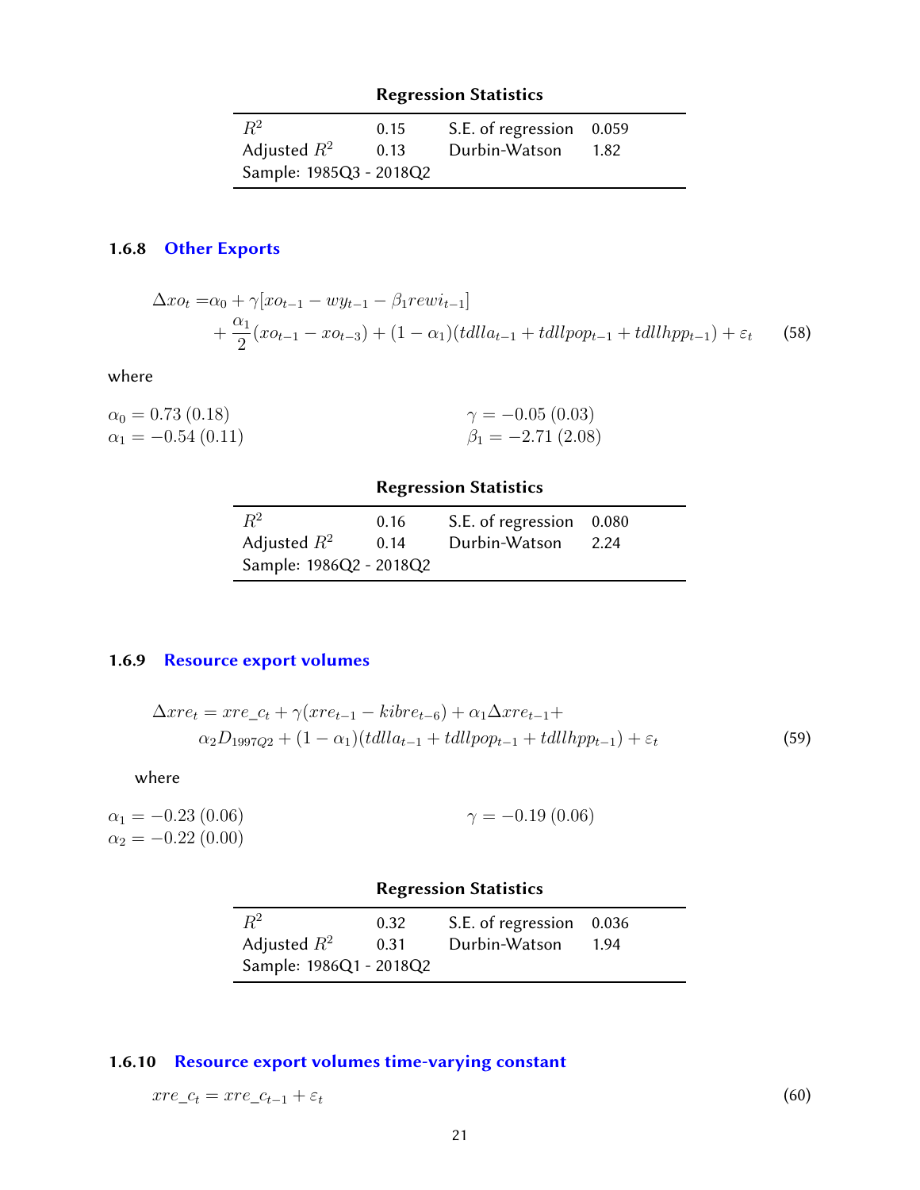**Regression Statistics**

| | | | |
|---|---|---|---|
| $R^2$ | 0.15 | S.E. of regression | 0.059 |
| Adjusted $R^2$ | 0.13 | Durbin-Watson | 1.82 |
| Sample: 1985Q3 - 2018Q2 | | | |

### 1.6.8 Other Exports

$$\begin{aligned}\Delta xo_t =& \alpha_0 + \gamma[xo_{t-1} - wy_{t-1} - \beta_1 rewi_{t-1}] \\ &+ \frac{\alpha_1}{2}(xo_{t-1} - xo_{t-3}) + (1-\alpha_1)(tdlla_{t-1} + tdllpop_{t-1} + tdllhpp_{t-1}) + \varepsilon_t\end{aligned} \tag{58}$$

where

$\alpha_0 = 0.73\ (0.18)$

$\alpha_1 = -0.54\ (0.11)$

$\gamma = -0.05\ (0.03)$

$\beta_1 = -2.71\ (2.08)$

**Regression Statistics**

| | | | |
|---|---|---|---|
| $R^2$ | 0.16 | S.E. of regression | 0.080 |
| Adjusted $R^2$ | 0.14 | Durbin-Watson | 2.24 |
| Sample: 1986Q2 - 2018Q2 | | | |

### 1.6.9 Resource export volumes

$$\begin{aligned}\Delta xre_t = & xre\_c_t + \gamma(xre_{t-1} - kibre_{t-6}) + \alpha_1 \Delta xre_{t-1} + \\ & \alpha_2 D_{1997Q2} + (1-\alpha_1)(tdlla_{t-1} + tdllpop_{t-1} + tdllhpp_{t-1}) + \varepsilon_t\end{aligned} \tag{59}$$

where

$\alpha_1 = -0.23\ (0.06)$

$\alpha_2 = -0.22\ (0.00)$

$\gamma = -0.19\ (0.06)$

**Regression Statistics**

| | | | |
|---|---|---|---|
| $R^2$ | 0.32 | S.E. of regression | 0.036 |
| Adjusted $R^2$ | 0.31 | Durbin-Watson | 1.94 |
| Sample: 1986Q1 - 2018Q2 | | | |

### 1.6.10 Resource export volumes time-varying constant

$$xre\_c_t = xre\_c_{t-1} + \varepsilon_t \tag{60}$$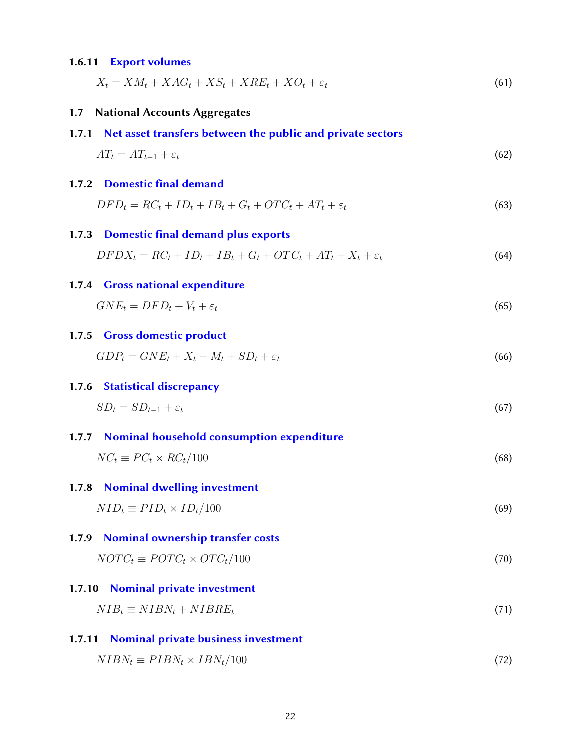#### 1.6.11 Export volumes

$$X_t = XM_t + XAG_t + XS_t + XRE_t + XO_t + \varepsilon_t \tag{61}$$

### 1.7 National Accounts Aggregates

#### 1.7.1 Net asset transfers between the public and private sectors

$$AT_t = AT_{t-1} + \varepsilon_t \tag{62}$$

#### 1.7.2 Domestic final demand

$$DFD_t = RC_t + ID_t + IB_t + G_t + OTC_t + AT_t + \varepsilon_t \tag{63}$$

#### 1.7.3 Domestic final demand plus exports

$$DFDX_t = RC_t + ID_t + IB_t + G_t + OTC_t + AT_t + X_t + \varepsilon_t \tag{64}$$

#### 1.7.4 Gross national expenditure

$$GNE_t = DFD_t + V_t + \varepsilon_t \tag{65}$$

#### 1.7.5 Gross domestic product

$$GDP_t = GNE_t + X_t - M_t + SD_t + \varepsilon_t \tag{66}$$

#### 1.7.6 Statistical discrepancy

$$SD_t = SD_{t-1} + \varepsilon_t \tag{67}$$

#### 1.7.7 Nominal household consumption expenditure

$$NC_t \equiv PC_t \times RC_t/100 \tag{68}$$

#### 1.7.8 Nominal dwelling investment

$$NID_t \equiv PID_t \times ID_t/100 \tag{69}$$

#### 1.7.9 Nominal ownership transfer costs

$$NOTC_t \equiv POTC_t \times OTC_t/100 \tag{70}$$

#### 1.7.10 Nominal private investment

$$NIB_t \equiv NIBN_t + NIBRE_t \tag{71}$$

#### 1.7.11 Nominal private business investment

$$NIBN_t \equiv PIBN_t \times IBN_t/100 \tag{72}$$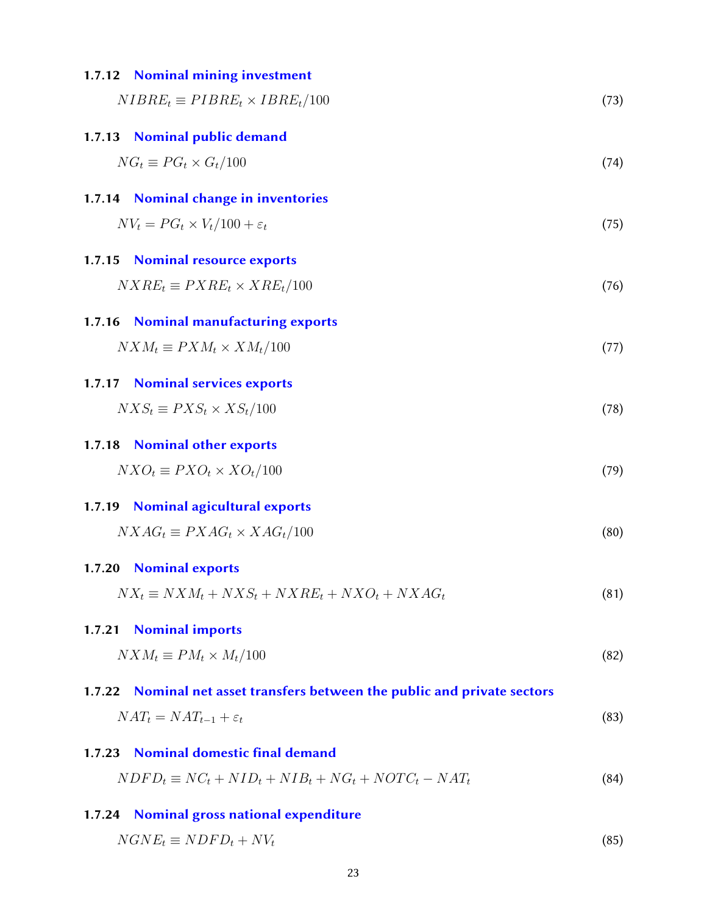### 1.7.12 Nominal mining investment

$$NIBRE_t \equiv PIBRE_t \times IBRE_t/100 \tag{73}$$

### 1.7.13 Nominal public demand

$$NG_t \equiv PG_t \times G_t/100 \tag{74}$$

### 1.7.14 Nominal change in inventories

$$NV_t = PG_t \times V_t/100 + \varepsilon_t \tag{75}$$

### 1.7.15 Nominal resource exports

$$NXRE_t \equiv PXRE_t \times XRE_t/100 \tag{76}$$

### 1.7.16 Nominal manufacturing exports

$$NXM_t \equiv PXM_t \times XM_t/100 \tag{77}$$

### 1.7.17 Nominal services exports

$$NXS_t \equiv PXS_t \times XS_t/100 \tag{78}$$

### 1.7.18 Nominal other exports

$$NXO_t \equiv PXO_t \times XO_t/100 \tag{79}$$

### 1.7.19 Nominal agicultural exports

$$NXAG_t \equiv PXAG_t \times XAG_t/100 \tag{80}$$

### 1.7.20 Nominal exports

$$NX_t \equiv NXM_t + NXS_t + NXRE_t + NXO_t + NXAG_t \tag{81}$$

### 1.7.21 Nominal imports

$$NXM_t \equiv PM_t \times M_t/100 \tag{82}$$

### 1.7.22 Nominal net asset transfers between the public and private sectors

$$NAT_t = NAT_{t-1} + \varepsilon_t \tag{83}$$

### 1.7.23 Nominal domestic final demand

$$NDFD_t \equiv NC_t + NID_t + NIB_t + NG_t + NOTC_t - NAT_t \tag{84}$$

### 1.7.24 Nominal gross national expenditure

$$NGNE_t \equiv NDFD_t + NV_t \tag{85}$$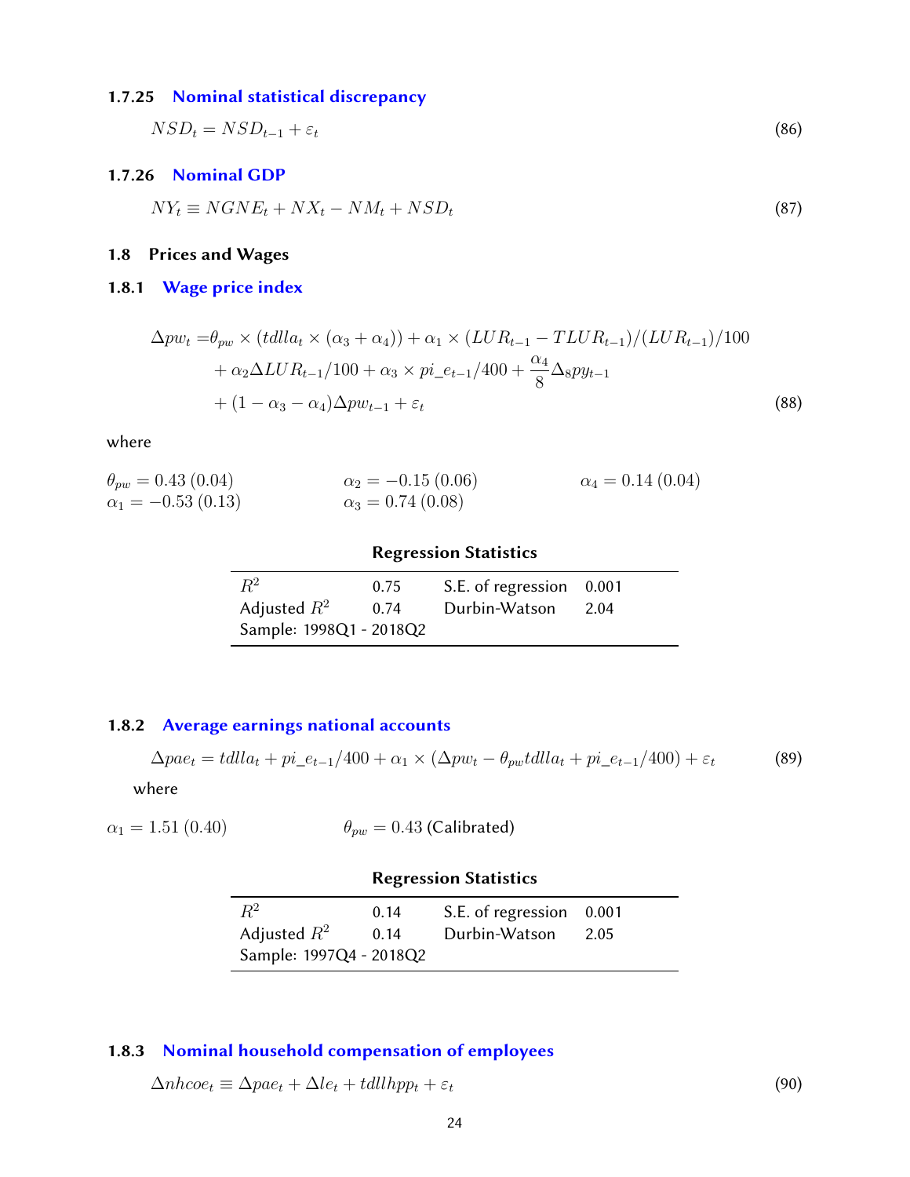#### 1.7.25 Nominal statistical discrepancy

$$NSD_t = NSD_{t-1} + \varepsilon_t \tag{86}$$

#### 1.7.26 Nominal GDP

$$NY_t \equiv NGNE_t + NX_t - NM_t + NSD_t \tag{87}$$

### 1.8 Prices and Wages

#### 1.8.1 Wage price index

$$\begin{aligned}
\Delta pw_t =& \theta_{pw} \times (tdlla_t \times (\alpha_3 + \alpha_4)) + \alpha_1 \times (LUR_{t-1} - TLUR_{t-1})/(LUR_{t-1})/100 \\
&+ \alpha_2 \Delta LUR_{t-1}/100 + \alpha_3 \times pi\_e_{t-1}/400 + \frac{\alpha_4}{8}\Delta_8 py_{t-1} \\
&+ (1 - \alpha_3 - \alpha_4)\Delta pw_{t-1} + \varepsilon_t
\end{aligned} \tag{88}$$

where

$\theta_{pw} = 0.43\ (0.04)$ $\quad$ $\alpha_2 = -0.15\ (0.06)$ $\quad$ $\alpha_4 = 0.14\ (0.04)$
$\alpha_1 = -0.53\ (0.13)$ $\quad$ $\alpha_3 = 0.74\ (0.08)$

**Regression Statistics**

| | | | |
|---|---|---|---|
| $R^2$ | 0.75 | S.E. of regression | 0.001 |
| Adjusted $R^2$ | 0.74 | Durbin-Watson | 2.04 |
| Sample: 1998Q1 - 2018Q2 | | | |

#### 1.8.2 Average earnings national accounts

$$\Delta pae_t = tdlla_t + pi\_e_{t-1}/400 + \alpha_1 \times (\Delta pw_t - \theta_{pw} tdlla_t + pi\_e_{t-1}/400) + \varepsilon_t \tag{89}$$

where

$\alpha_1 = 1.51\ (0.40)$ $\quad$ $\theta_{pw} = 0.43$ (Calibrated)

**Regression Statistics**

| | | | |
|---|---|---|---|
| $R^2$ | 0.14 | S.E. of regression | 0.001 |
| Adjusted $R^2$ | 0.14 | Durbin-Watson | 2.05 |
| Sample: 1997Q4 - 2018Q2 | | | |

#### 1.8.3 Nominal household compensation of employees

$$\Delta nhcoe_t \equiv \Delta pae_t + \Delta le_t + tdllhpp_t + \varepsilon_t \tag{90}$$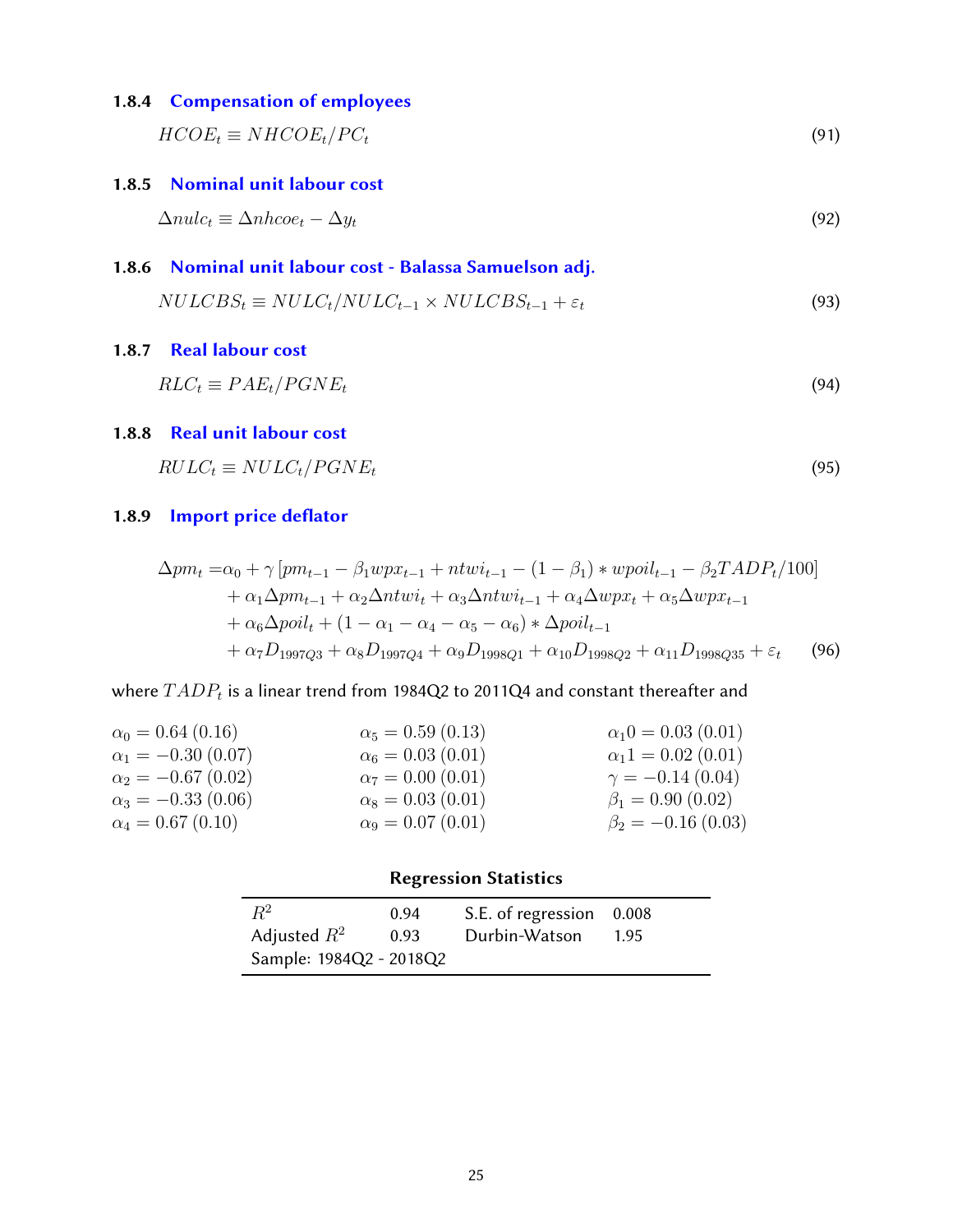### 1.8.4 Compensation of employees

$$HCOE_t \equiv NHCOE_t / PC_t \tag{91}$$

### 1.8.5 Nominal unit labour cost

$$\Delta nulc_t \equiv \Delta nhcoe_t - \Delta y_t \tag{92}$$

### 1.8.6 Nominal unit labour cost - Balassa Samuelson adj.

$$NULCBS_t \equiv NULC_t / NULC_{t-1} \times NULCBS_{t-1} + \varepsilon_t \tag{93}$$

### 1.8.7 Real labour cost

$$RLC_t \equiv PAE_t / PGNE_t \tag{94}$$

### 1.8.8 Real unit labour cost

$$RULC_t \equiv NULC_t / PGNE_t \tag{95}$$

### 1.8.9 Import price deflator

$$\begin{aligned}
\Delta pm_t = & \alpha_0 + \gamma \left[ pm_{t-1} - \beta_1 wpx_{t-1} + ntwi_{t-1} - (1 - \beta_1) * wpoil_{t-1} - \beta_2 TADP_t / 100 \right] \\
& + \alpha_1 \Delta pm_{t-1} + \alpha_2 \Delta ntwi_t + \alpha_3 \Delta ntwi_{t-1} + \alpha_4 \Delta wpx_t + \alpha_5 \Delta wpx_{t-1} \\
& + \alpha_6 \Delta poil_t + (1 - \alpha_1 - \alpha_4 - \alpha_5 - \alpha_6) * \Delta poil_{t-1} \\
& + \alpha_7 D_{1997Q3} + \alpha_8 D_{1997Q4} + \alpha_9 D_{1998Q1} + \alpha_{10} D_{1998Q2} + \alpha_{11} D_{1998Q35} + \varepsilon_t
\end{aligned} \tag{96}$$

where $TADP_t$ is a linear trend from 1984Q2 to 2011Q4 and constant thereafter and

| | | |
|---|---|---|
| $\alpha_0 = 0.64\ (0.16)$ | $\alpha_5 = 0.59\ (0.13)$ | $\alpha_1 0 = 0.03\ (0.01)$ |
| $\alpha_1 = -0.30\ (0.07)$ | $\alpha_6 = 0.03\ (0.01)$ | $\alpha_1 1 = 0.02\ (0.01)$ |
| $\alpha_2 = -0.67\ (0.02)$ | $\alpha_7 = 0.00\ (0.01)$ | $\gamma = -0.14\ (0.04)$ |
| $\alpha_3 = -0.33\ (0.06)$ | $\alpha_8 = 0.03\ (0.01)$ | $\beta_1 = 0.90\ (0.02)$ |
| $\alpha_4 = 0.67\ (0.10)$ | $\alpha_9 = 0.07\ (0.01)$ | $\beta_2 = -0.16\ (0.03)$ |

**Regression Statistics**

| | | | |
|---|---|---|---|
| $R^2$ | 0.94 | S.E. of regression | 0.008 |
| Adjusted $R^2$ | 0.93 | Durbin-Watson | 1.95 |
| Sample: 1984Q2 - 2018Q2 | | | |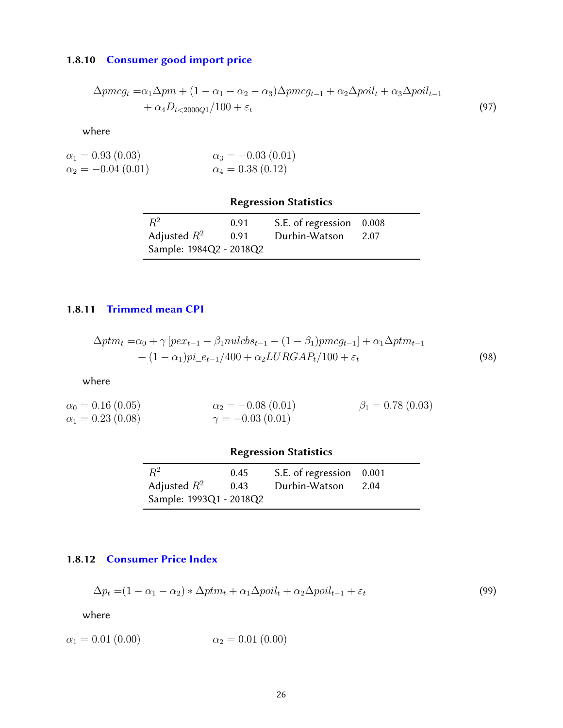### 1.8.10 Consumer good import price

$$
\begin{aligned}
\Delta pmcg_t =& \alpha_1 \Delta pm + (1 - \alpha_1 - \alpha_2 - \alpha_3)\Delta pmcg_{t-1} + \alpha_2 \Delta poil_t + \alpha_3 \Delta poil_{t-1} \\
&+ \alpha_4 D_{t<2000Q1}/100 + \varepsilon_t
\end{aligned} \tag{97}
$$

where

$\alpha_1 = 0.93\ (0.03)$ $\qquad$ $\alpha_3 = -0.03\ (0.01)$

$\alpha_2 = -0.04\ (0.01)$ $\qquad$ $\alpha_4 = 0.38\ (0.12)$

**Regression Statistics**

| | | | |
|---|---|---|---|
| $R^2$ | 0.91 | S.E. of regression | 0.008 |
| Adjusted $R^2$ | 0.91 | Durbin-Watson | 2.07 |
| Sample: 1984Q2 - 2018Q2 | | | |

### 1.8.11 Trimmed mean CPI

$$
\begin{aligned}
\Delta ptm_t =& \alpha_0 + \gamma \left[pex_{t-1} - \beta_1 nulcbs_{t-1} - (1 - \beta_1) pmcg_{t-1}\right] + \alpha_1 \Delta ptm_{t-1} \\
&+ (1 - \alpha_1) pi\_e_{t-1}/400 + \alpha_2 LURGAP_t/100 + \varepsilon_t
\end{aligned} \tag{98}
$$

where

$\alpha_0 = 0.16\ (0.05)$ $\qquad$ $\alpha_2 = -0.08\ (0.01)$ $\qquad$ $\beta_1 = 0.78\ (0.03)$

$\alpha_1 = 0.23\ (0.08)$ $\qquad$ $\gamma = -0.03\ (0.01)$

**Regression Statistics**

| | | | |
|---|---|---|---|
| $R^2$ | 0.45 | S.E. of regression | 0.001 |
| Adjusted $R^2$ | 0.43 | Durbin-Watson | 2.04 |
| Sample: 1993Q1 - 2018Q2 | | | |

### 1.8.12 Consumer Price Index

$$
\Delta p_t = (1 - \alpha_1 - \alpha_2) * \Delta ptm_t + \alpha_1 \Delta poil_t + \alpha_2 \Delta poil_{t-1} + \varepsilon_t \tag{99}
$$

where

$\alpha_1 = 0.01\ (0.00)$ $\qquad$ $\alpha_2 = 0.01\ (0.00)$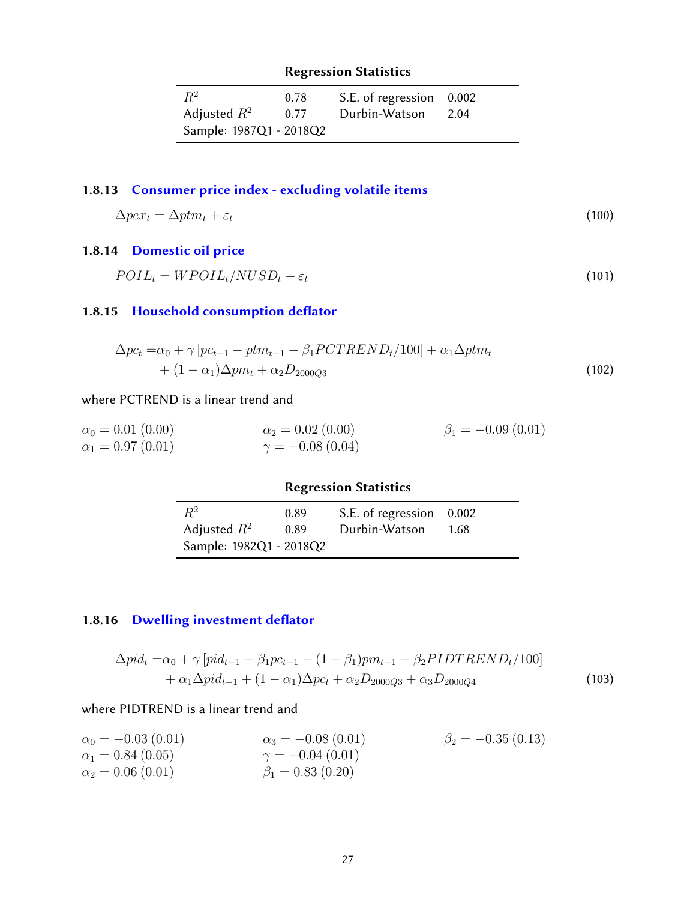**Regression Statistics**

| | | | |
|---|---|---|---|
| $R^2$ | 0.78 | S.E. of regression | 0.002 |
| Adjusted $R^2$ | 0.77 | Durbin-Watson | 2.04 |
| Sample: 1987Q1 - 2018Q2 | | | |

### 1.8.13 Consumer price index - excluding volatile items

$$\Delta pex_t = \Delta ptm_t + \varepsilon_t \tag{100}$$

### 1.8.14 Domestic oil price

$$POIL_t = WPOIL_t/NUSD_t + \varepsilon_t \tag{101}$$

### 1.8.15 Household consumption deflator

$$\begin{aligned}\Delta pc_t =& \alpha_0 + \gamma\left[pc_{t-1} - ptm_{t-1} - \beta_1 PCTREND_t/100\right] + \alpha_1 \Delta ptm_t \\ &+ (1-\alpha_1)\Delta pm_t + \alpha_2 D_{2000Q3}\end{aligned} \tag{102}$$

where PCTREND is a linear trend and

$\alpha_0 = 0.01\ (0.00)$ $\quad$ $\alpha_2 = 0.02\ (0.00)$ $\quad$ $\beta_1 = -0.09\ (0.01)$
$\alpha_1 = 0.97\ (0.01)$ $\quad$ $\gamma = -0.08\ (0.04)$

**Regression Statistics**

| | | | |
|---|---|---|---|
| $R^2$ | 0.89 | S.E. of regression | 0.002 |
| Adjusted $R^2$ | 0.89 | Durbin-Watson | 1.68 |
| Sample: 1982Q1 - 2018Q2 | | | |

### 1.8.16 Dwelling investment deflator

$$\begin{aligned}\Delta pid_t =& \alpha_0 + \gamma\left[pid_{t-1} - \beta_1 pc_{t-1} - (1-\beta_1)pm_{t-1} - \beta_2 PIDTREND_t/100\right] \\ &+ \alpha_1 \Delta pid_{t-1} + (1-\alpha_1)\Delta pc_t + \alpha_2 D_{2000Q3} + \alpha_3 D_{2000Q4}\end{aligned} \tag{103}$$

where PIDTREND is a linear trend and

$\alpha_0 = -0.03\ (0.01)$ $\quad$ $\alpha_3 = -0.08\ (0.01)$ $\quad$ $\beta_2 = -0.35\ (0.13)$
$\alpha_1 = 0.84\ (0.05)$ $\quad$ $\gamma = -0.04\ (0.01)$
$\alpha_2 = 0.06\ (0.01)$ $\quad$ $\beta_1 = 0.83\ (0.20)$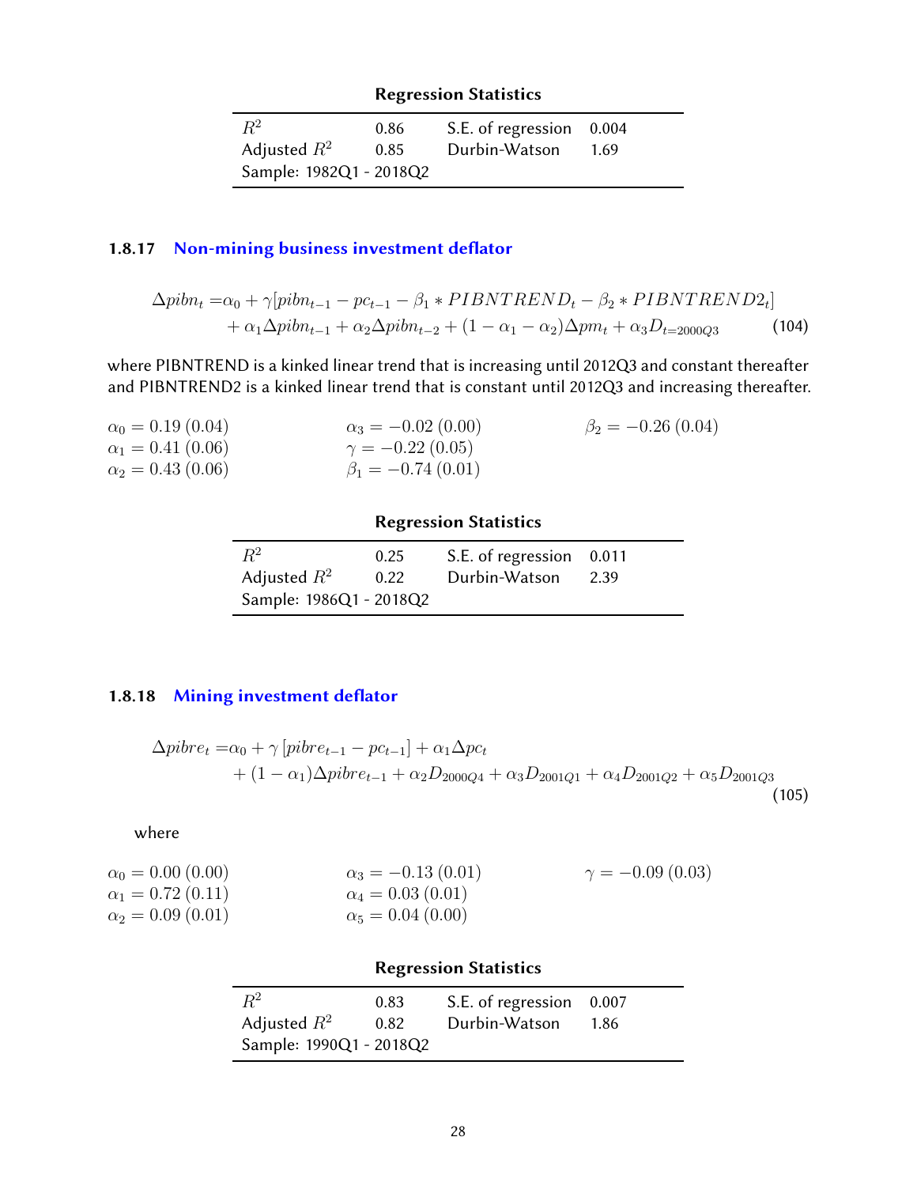**Regression Statistics**

| | | | |
|---|---|---|---|
| $R^2$ | 0.86 | S.E. of regression | 0.004 |
| Adjusted $R^2$ | 0.85 | Durbin-Watson | 1.69 |
| Sample: 1982Q1 - 2018Q2 | | | |

### 1.8.17 Non-mining business investment deflator

$$\Delta pibn_t = \alpha_0 + \gamma[pibn_{t-1} - pc_{t-1} - \beta_1 * PIBNTREND_t - \beta_2 * PIBNTREND2_t] + \alpha_1 \Delta pibn_{t-1} + \alpha_2 \Delta pibn_{t-2} + (1 - \alpha_1 - \alpha_2)\Delta pm_t + \alpha_3 D_{t=2000Q3} \tag{104}$$

where PIBNTREND is a kinked linear trend that is increasing until 2012Q3 and constant thereafter and PIBNTREND2 is a kinked linear trend that is constant until 2012Q3 and increasing thereafter.

$\alpha_0 = 0.19\ (0.04)$
$\alpha_1 = 0.41\ (0.06)$
$\alpha_2 = 0.43\ (0.06)$
$\alpha_3 = -0.02\ (0.00)$
$\gamma = -0.22\ (0.05)$
$\beta_1 = -0.74\ (0.01)$
$\beta_2 = -0.26\ (0.04)$

**Regression Statistics**

| | | | |
|---|---|---|---|
| $R^2$ | 0.25 | S.E. of regression | 0.011 |
| Adjusted $R^2$ | 0.22 | Durbin-Watson | 2.39 |
| Sample: 1986Q1 - 2018Q2 | | | |

### 1.8.18 Mining investment deflator

$$\Delta pibre_t = \alpha_0 + \gamma\left[pibre_{t-1} - pc_{t-1}\right] + \alpha_1 \Delta pc_t + (1 - \alpha_1)\Delta pibre_{t-1} + \alpha_2 D_{2000Q4} + \alpha_3 D_{2001Q1} + \alpha_4 D_{2001Q2} + \alpha_5 D_{2001Q3} \tag{105}$$

where

$\alpha_0 = 0.00\ (0.00)$
$\alpha_1 = 0.72\ (0.11)$
$\alpha_2 = 0.09\ (0.01)$
$\alpha_3 = -0.13\ (0.01)$
$\alpha_4 = 0.03\ (0.01)$
$\alpha_5 = 0.04\ (0.00)$
$\gamma = -0.09\ (0.03)$

**Regression Statistics**

| | | | |
|---|---|---|---|
| $R^2$ | 0.83 | S.E. of regression | 0.007 |
| Adjusted $R^2$ | 0.82 | Durbin-Watson | 1.86 |
| Sample: 1990Q1 - 2018Q2 | | | |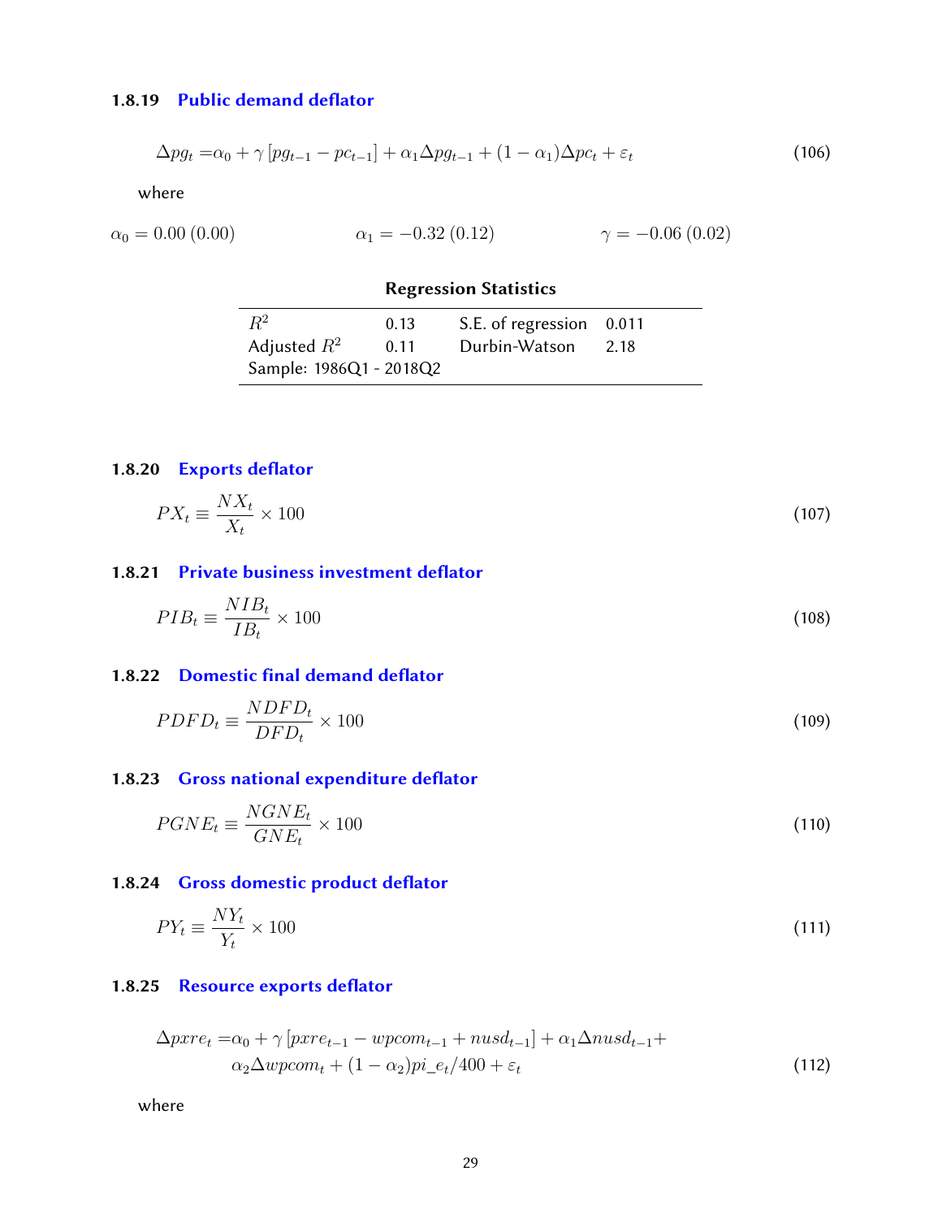### 1.8.19 Public demand deflator

$$\Delta pg_t = \alpha_0 + \gamma\left[pg_{t-1} - pc_{t-1}\right] + \alpha_1 \Delta pg_{t-1} + (1-\alpha_1)\Delta pc_t + \varepsilon_t \tag{106}$$

where

$\alpha_0 = 0.00\ (0.00)$ $\alpha_1 = -0.32\ (0.12)$ $\gamma = -0.06\ (0.02)$

**Regression Statistics**

| | | | |
|---|---|---|---|
| $R^2$ | 0.13 | S.E. of regression | 0.011 |
| Adjusted $R^2$ | 0.11 | Durbin-Watson | 2.18 |
| Sample: 1986Q1 - 2018Q2 | | | |

### 1.8.20 Exports deflator

$$PX_t \equiv \frac{NX_t}{X_t} \times 100 \tag{107}$$

### 1.8.21 Private business investment deflator

$$PIB_t \equiv \frac{NIB_t}{IB_t} \times 100 \tag{108}$$

### 1.8.22 Domestic final demand deflator

$$PDFD_t \equiv \frac{NDFD_t}{DFD_t} \times 100 \tag{109}$$

### 1.8.23 Gross national expenditure deflator

$$PGNE_t \equiv \frac{NGNE_t}{GNE_t} \times 100 \tag{110}$$

### 1.8.24 Gross domestic product deflator

$$PY_t \equiv \frac{NY_t}{Y_t} \times 100 \tag{111}$$

### 1.8.25 Resource exports deflator

$$\begin{aligned}\Delta pxre_t = &\alpha_0 + \gamma\left[pxre_{t-1} - wpcom_{t-1} + nusd_{t-1}\right] + \alpha_1 \Delta nusd_{t-1} + \\ &\alpha_2 \Delta wpcom_t + (1-\alpha_2)pi\_e_t/400 + \varepsilon_t\end{aligned} \tag{112}$$

where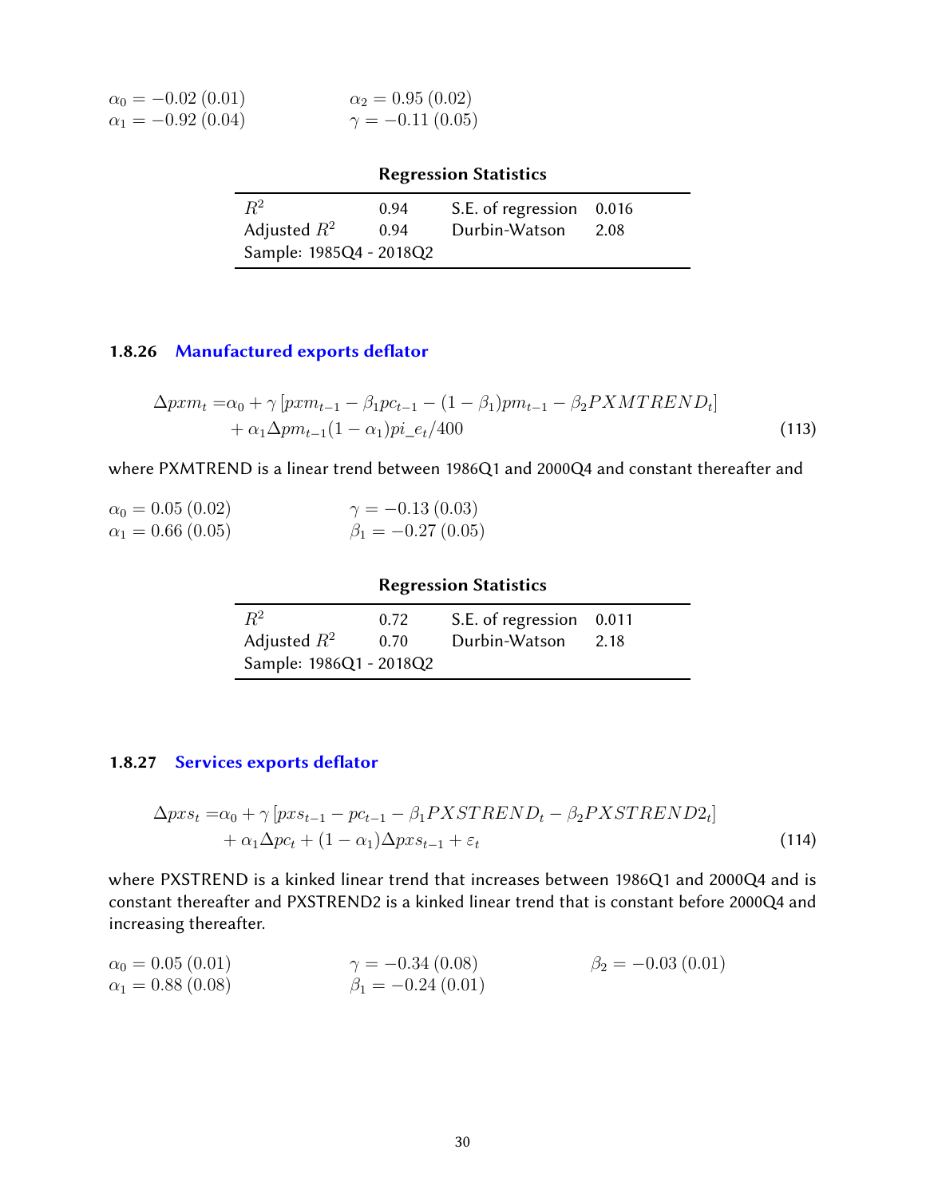$\alpha_0 = -0.02\,(0.01)$ $\alpha_2 = 0.95\,(0.02)$
$\alpha_1 = -0.92\,(0.04)$ $\gamma = -0.11\,(0.05)$

**Regression Statistics**

| | | | |
|---|---|---|---|
| $R^2$ | 0.94 | S.E. of regression | 0.016 |
| Adjusted $R^2$ | 0.94 | Durbin-Watson | 2.08 |
| Sample: 1985Q4 - 2018Q2 | | | |

### 1.8.26 Manufactured exports deflator

$$
\begin{aligned}
\Delta pxm_t = & \alpha_0 + \gamma \left[ pxm_{t-1} - \beta_1 pc_{t-1} - (1-\beta_1) pm_{t-1} - \beta_2 PXMTREND_t \right] \\
& + \alpha_1 \Delta pm_{t-1} (1-\alpha_1) pi\_e_t / 400
\end{aligned} \tag{113}
$$

where PXMTREND is a linear trend between 1986Q1 and 2000Q4 and constant thereafter and

$\alpha_0 = 0.05\,(0.02)$ $\gamma = -0.13\,(0.03)$
$\alpha_1 = 0.66\,(0.05)$ $\beta_1 = -0.27\,(0.05)$

**Regression Statistics**

| | | | |
|---|---|---|---|
| $R^2$ | 0.72 | S.E. of regression | 0.011 |
| Adjusted $R^2$ | 0.70 | Durbin-Watson | 2.18 |
| Sample: 1986Q1 - 2018Q2 | | | |

### 1.8.27 Services exports deflator

$$
\begin{aligned}
\Delta pxs_t = & \alpha_0 + \gamma \left[ pxs_{t-1} - pc_{t-1} - \beta_1 PXSTREND_t - \beta_2 PXSTREND2_t \right] \\
& + \alpha_1 \Delta pc_t + (1-\alpha_1) \Delta pxs_{t-1} + \varepsilon_t
\end{aligned} \tag{114}
$$

where PXSTREND is a kinked linear trend that increases between 1986Q1 and 2000Q4 and is constant thereafter and PXSTREND2 is a kinked linear trend that is constant before 2000Q4 and increasing thereafter.

$\alpha_0 = 0.05\,(0.01)$ $\gamma = -0.34\,(0.08)$ $\beta_2 = -0.03\,(0.01)$
$\alpha_1 = 0.88\,(0.08)$ $\beta_1 = -0.24\,(0.01)$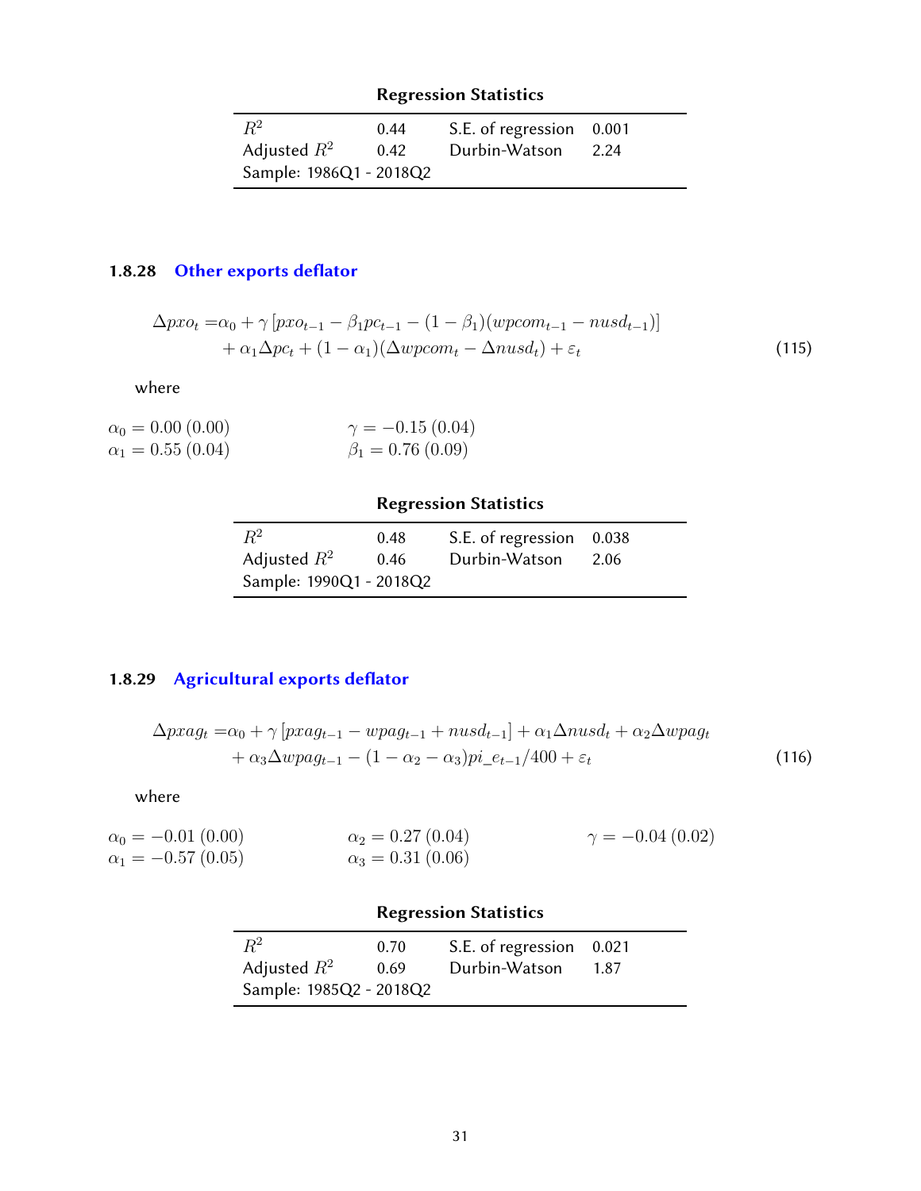**Regression Statistics**

| | | | |
|---|---|---|---|
| $R^2$ | 0.44 | S.E. of regression | 0.001 |
| Adjusted $R^2$ | 0.42 | Durbin-Watson | 2.24 |
| Sample: 1986Q1 - 2018Q2 | | | |

### 1.8.28 Other exports deflator

$$
\begin{aligned}
\Delta pxo_t = & \alpha_0 + \gamma \left[ pxo_{t-1} - \beta_1 pc_{t-1} - (1-\beta_1)(wpcom_{t-1} - nusd_{t-1}) \right] \\
& + \alpha_1 \Delta pc_t + (1-\alpha_1)(\Delta wpcom_t - \Delta nusd_t) + \varepsilon_t
\end{aligned} \tag{115}
$$

where

$\alpha_0 = 0.00\ (0.00)$ $\quad\quad$ $\gamma = -0.15\ (0.04)$

$\alpha_1 = 0.55\ (0.04)$ $\quad\quad$ $\beta_1 = 0.76\ (0.09)$

**Regression Statistics**

| | | | |
|---|---|---|---|
| $R^2$ | 0.48 | S.E. of regression | 0.038 |
| Adjusted $R^2$ | 0.46 | Durbin-Watson | 2.06 |
| Sample: 1990Q1 - 2018Q2 | | | |

### 1.8.29 Agricultural exports deflator

$$
\begin{aligned}
\Delta pxag_t = & \alpha_0 + \gamma \left[ pxag_{t-1} - wpag_{t-1} + nusd_{t-1} \right] + \alpha_1 \Delta nusd_t + \alpha_2 \Delta wpag_t \\
& + \alpha_3 \Delta wpag_{t-1} - (1-\alpha_2-\alpha_3) pi\_e_{t-1}/400 + \varepsilon_t
\end{aligned} \tag{116}
$$

where

$\alpha_0 = -0.01\ (0.00)$ $\quad\quad$ $\alpha_2 = 0.27\ (0.04)$ $\quad\quad$ $\gamma = -0.04\ (0.02)$

$\alpha_1 = -0.57\ (0.05)$ $\quad\quad$ $\alpha_3 = 0.31\ (0.06)$

**Regression Statistics**

| | | | |
|---|---|---|---|
| $R^2$ | 0.70 | S.E. of regression | 0.021 |
| Adjusted $R^2$ | 0.69 | Durbin-Watson | 1.87 |
| Sample: 1985Q2 - 2018Q2 | | | |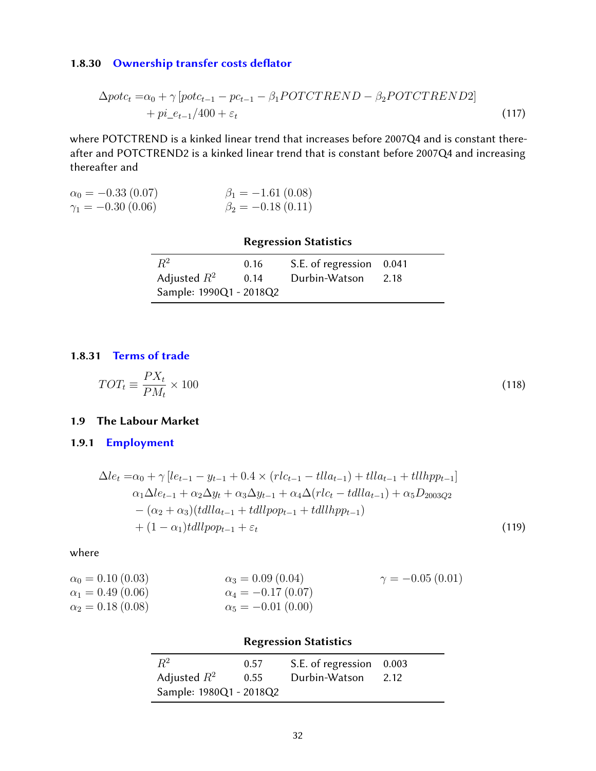### 1.8.30 Ownership transfer costs deflator

$$
\begin{aligned}
\Delta potc_t =& \alpha_0 + \gamma \left[potc_{t-1} - pc_{t-1} - \beta_1 POTCTREND - \beta_2 POTCTREND2\right] \\
&+ pi\_e_{t-1}/400 + \varepsilon_t
\end{aligned} \tag{117}
$$

where POTCTREND is a kinked linear trend that increases before 2007Q4 and is constant thereafter and POTCTREND2 is a kinked linear trend that is constant before 2007Q4 and increasing thereafter and

$\alpha_0 = -0.33\,(0.07)$ $\beta_1 = -1.61\,(0.08)$
$\gamma_1 = -0.30\,(0.06)$ $\beta_2 = -0.18\,(0.11)$

**Regression Statistics**

| | | | |
|---|---|---|---|
| $R^2$ | 0.16 | S.E. of regression | 0.041 |
| Adjusted $R^2$ | 0.14 | Durbin-Watson | 2.18 |
| Sample: 1990Q1 - 2018Q2 | | | |

### 1.8.31 Terms of trade

$$
TOT_t \equiv \frac{PX_t}{PM_t} \times 100 \tag{118}
$$

## 1.9 The Labour Market

### 1.9.1 Employment

$$
\begin{aligned}
\Delta le_t =& \alpha_0 + \gamma \left[le_{t-1} - y_{t-1} + 0.4 \times (rlc_{t-1} - tlla_{t-1}) + tlla_{t-1} + tllhpp_{t-1}\right] \\
& \alpha_1 \Delta le_{t-1} + \alpha_2 \Delta y_t + \alpha_3 \Delta y_{t-1} + \alpha_4 \Delta(rlc_t - tdlla_{t-1}) + \alpha_5 D_{2003Q2} \\
& - (\alpha_2 + \alpha_3)(tdlla_{t-1} + tdllpop_{t-1} + tdllhpp_{t-1}) \\
& + (1 - \alpha_1) tdllpop_{t-1} + \varepsilon_t
\end{aligned} \tag{119}
$$

where

$\alpha_0 = 0.10\,(0.03)$ $\alpha_3 = 0.09\,(0.04)$ $\gamma = -0.05\,(0.01)$
$\alpha_1 = 0.49\,(0.06)$ $\alpha_4 = -0.17\,(0.07)$
$\alpha_2 = 0.18\,(0.08)$ $\alpha_5 = -0.01\,(0.00)$

**Regression Statistics**

| | | | |
|---|---|---|---|
| $R^2$ | 0.57 | S.E. of regression | 0.003 |
| Adjusted $R^2$ | 0.55 | Durbin-Watson | 2.12 |
| Sample: 1980Q1 - 2018Q2 | | | |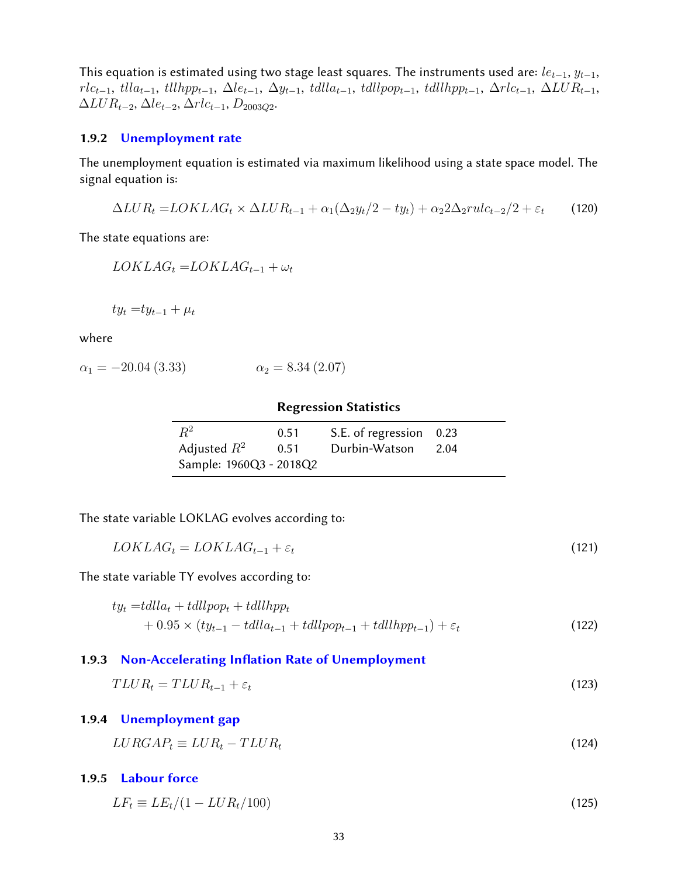This equation is estimated using two stage least squares. The instruments used are: $le_{t-1}$, $y_{t-1}$, $rlc_{t-1}$, $tlla_{t-1}$, $tllhpp_{t-1}$, $\Delta le_{t-1}$, $\Delta y_{t-1}$, $tdlla_{t-1}$, $tdllpop_{t-1}$, $tdllhpp_{t-1}$, $\Delta rlc_{t-1}$, $\Delta LUR_{t-1}$, $\Delta LUR_{t-2}$, $\Delta le_{t-2}$, $\Delta rlc_{t-1}$, $D_{2003Q2}$.

### 1.9.2 Unemployment rate

The unemployment equation is estimated via maximum likelihood using a state space model. The signal equation is:

$$\Delta LUR_t = LOKLAG_t \times \Delta LUR_{t-1} + \alpha_1(\Delta_2 y_t/2 - ty_t) + \alpha_2 2\Delta_2 rulc_{t-2}/2 + \varepsilon_t \tag{120}$$

The state equations are:

$$LOKLAG_t = LOKLAG_{t-1} + \omega_t$$

$$ty_t = ty_{t-1} + \mu_t$$

where

$\alpha_1 = -20.04\ (3.33)$ $\qquad\qquad$ $\alpha_2 = 8.34\ (2.07)$

**Regression Statistics**

| | | | |
|---|---|---|---|
| $R^2$ | 0.51 | S.E. of regression | 0.23 |
| Adjusted $R^2$ | 0.51 | Durbin-Watson | 2.04 |
| Sample: 1960Q3 - 2018Q2 | | | |

The state variable LOKLAG evolves according to:

$$LOKLAG_t = LOKLAG_{t-1} + \varepsilon_t \tag{121}$$

The state variable TY evolves according to:

$$\begin{aligned} ty_t =& tdlla_t + tdllpop_t + tdllhpp_t \\ &+ 0.95 \times (ty_{t-1} - tdlla_{t-1} + tdllpop_{t-1} + tdllhpp_{t-1}) + \varepsilon_t \end{aligned} \tag{122}$$

### 1.9.3 Non-Accelerating Inflation Rate of Unemployment

$$TLUR_t = TLUR_{t-1} + \varepsilon_t \tag{123}$$

### 1.9.4 Unemployment gap

$$LURGAP_t \equiv LUR_t - TLUR_t \tag{124}$$

### 1.9.5 Labour force

$$LF_t \equiv LE_t/(1 - LUR_t/100) \tag{125}$$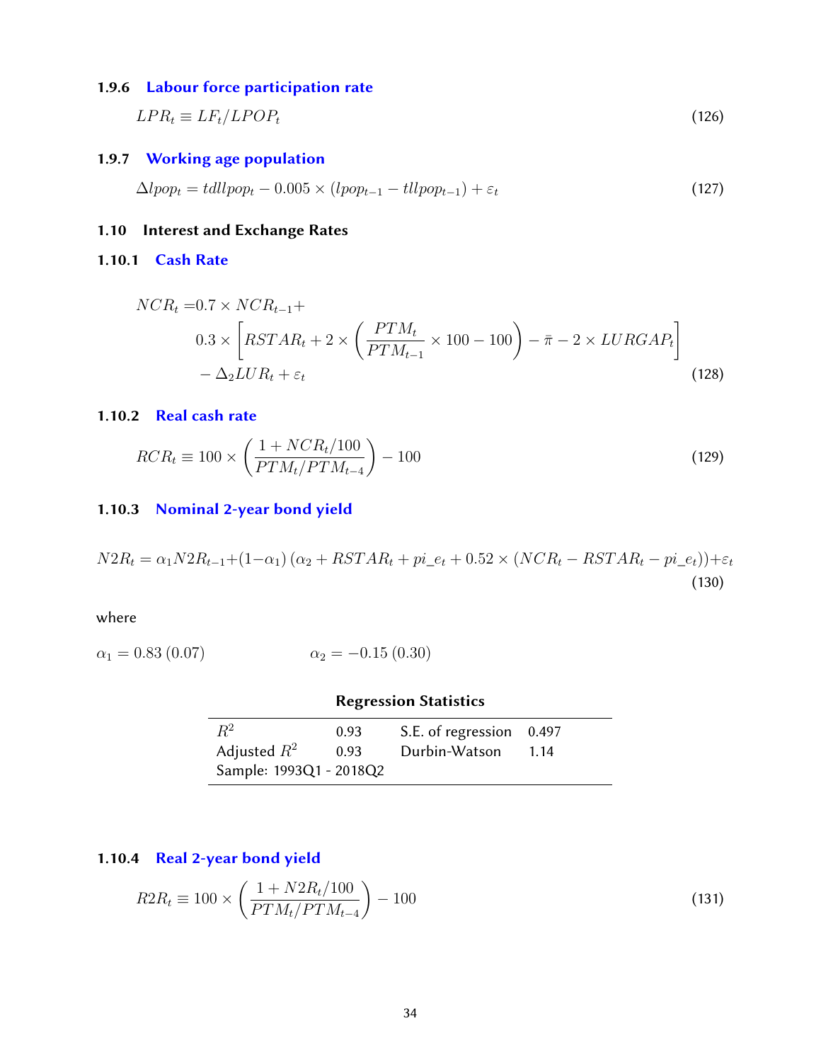### 1.9.6 Labour force participation rate

$$LPR_t \equiv LF_t/LPOP_t \tag{126}$$

### 1.9.7 Working age population

$$\Delta lpop_t = tdllpop_t - 0.005 \times (lpop_{t-1} - tllpop_{t-1}) + \varepsilon_t \tag{127}$$

## 1.10 Interest and Exchange Rates

### 1.10.1 Cash Rate

$$\begin{aligned} NCR_t =& 0.7 \times NCR_{t-1} + \\ & 0.3 \times \left[ RSTAR_t + 2 \times \left( \frac{PTM_t}{PTM_{t-1}} \times 100 - 100 \right) - \bar{\pi} - 2 \times LURGAP_t \right] \\ & - \Delta_2 LUR_t + \varepsilon_t \end{aligned} \tag{128}$$

### 1.10.2 Real cash rate

$$RCR_t \equiv 100 \times \left( \frac{1 + NCR_t/100}{PTM_t/PTM_{t-4}} \right) - 100 \tag{129}$$

### 1.10.3 Nominal 2-year bond yield

$$N2R_t = \alpha_1 N2R_{t-1} + (1-\alpha_1)\left(\alpha_2 + RSTAR_t + pi\_e_t + 0.52 \times (NCR_t - RSTAR_t - pi\_e_t)\right) + \varepsilon_t \tag{130}$$

where

$\alpha_1 = 0.83\ (0.07)$ $\qquad\qquad$ $\alpha_2 = -0.15\ (0.30)$

**Regression Statistics**

| | | | |
|---|---|---|---|
| $R^2$ | 0.93 | S.E. of regression | 0.497 |
| Adjusted $R^2$ | 0.93 | Durbin-Watson | 1.14 |
| Sample: 1993Q1 - 2018Q2 | | | |

### 1.10.4 Real 2-year bond yield

$$R2R_t \equiv 100 \times \left( \frac{1 + N2R_t/100}{PTM_t/PTM_{t-4}} \right) - 100 \tag{131}$$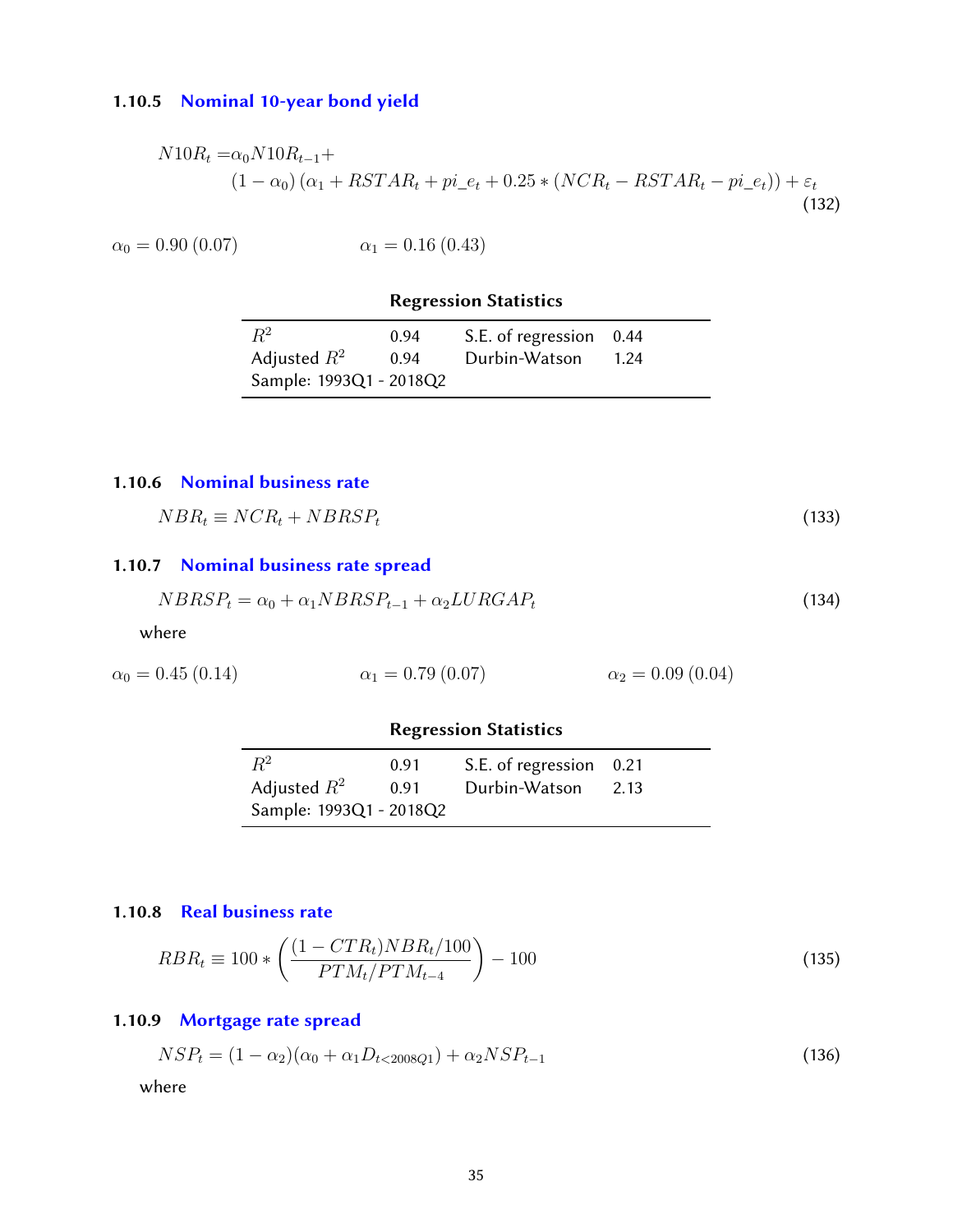### 1.10.5 Nominal 10-year bond yield

$$
\begin{aligned}
N10R_t =& \alpha_0 N10R_{t-1} + \\
& (1-\alpha_0)\left(\alpha_1 + RSTAR_t + pi\_e_t + 0.25 * (NCR_t - RSTAR_t - pi\_e_t)\right) + \varepsilon_t
\end{aligned} \tag{132}
$$

$\alpha_0 = 0.90\,(0.07)$ $\qquad\qquad$ $\alpha_1 = 0.16\,(0.43)$

**Regression Statistics**

| | | | |
|---|---|---|---|
| $R^2$ | 0.94 | S.E. of regression | 0.44 |
| Adjusted $R^2$ | 0.94 | Durbin-Watson | 1.24 |
| Sample: 1993Q1 - 2018Q2 | | | |

### 1.10.6 Nominal business rate

$$
NBR_t \equiv NCR_t + NBRSP_t \tag{133}
$$

### 1.10.7 Nominal business rate spread

$$
NBRSP_t = \alpha_0 + \alpha_1 NBRSP_{t-1} + \alpha_2 LURGAP_t \tag{134}
$$

where

$\alpha_0 = 0.45\,(0.14)$ $\qquad\qquad$ $\alpha_1 = 0.79\,(0.07)$ $\qquad\qquad$ $\alpha_2 = 0.09\,(0.04)$

**Regression Statistics**

| | | | |
|---|---|---|---|
| $R^2$ | 0.91 | S.E. of regression | 0.21 |
| Adjusted $R^2$ | 0.91 | Durbin-Watson | 2.13 |
| Sample: 1993Q1 - 2018Q2 | | | |

### 1.10.8 Real business rate

$$
RBR_t \equiv 100 * \left(\frac{(1-CTR_t)NBR_t/100}{PTM_t/PTM_{t-4}}\right) - 100 \tag{135}
$$

### 1.10.9 Mortgage rate spread

$$
NSP_t = (1-\alpha_2)(\alpha_0 + \alpha_1 D_{t<2008Q1}) + \alpha_2 NSP_{t-1} \tag{136}
$$

where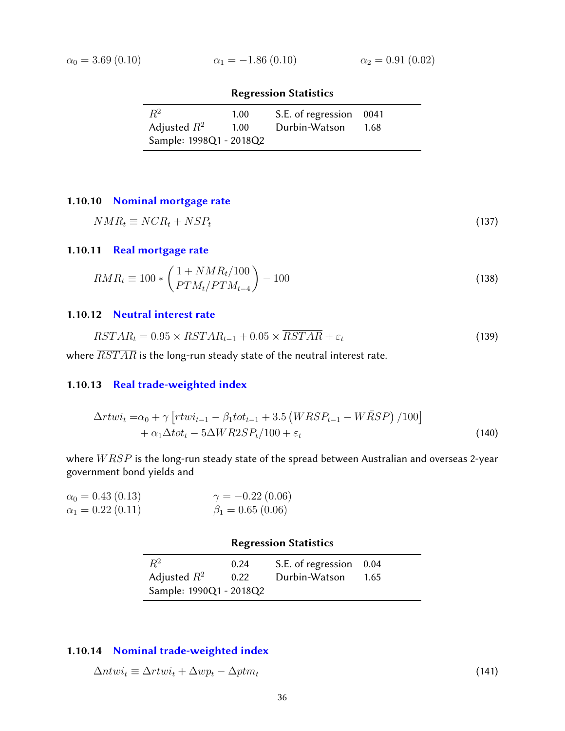$\alpha_0 = 3.69\,(0.10)$ $\alpha_1 = -1.86\,(0.10)$ $\alpha_2 = 0.91\,(0.02)$

**Regression Statistics**

| | | | |
|---|---|---|---|
| $R^2$ | 1.00 | S.E. of regression | 0041 |
| Adjusted $R^2$ | 1.00 | Durbin-Watson | 1.68 |
| Sample: 1998Q1 - 2018Q2 | | | |

### 1.10.10 Nominal mortgage rate

$$NMR_t \equiv NCR_t + NSP_t \tag{137}$$

### 1.10.11 Real mortgage rate

$$RMR_t \equiv 100 * \left( \frac{1 + NMR_t/100}{PTM_t/PTM_{t-4}} \right) - 100 \tag{138}$$

### 1.10.12 Neutral interest rate

$$RSTAR_t = 0.95 \times RSTAR_{t-1} + 0.05 \times \overline{RSTAR} + \varepsilon_t \tag{139}$$

where $\overline{RSTAR}$ is the long-run steady state of the neutral interest rate.

### 1.10.13 Real trade-weighted index

$$\begin{aligned} \Delta rtwi_t =& \alpha_0 + \gamma \left[ rtwi_{t-1} - \beta_1 tot_{t-1} + 3.5 \left( WRSP_{t-1} - W\bar{R}SP \right) /100 \right] \\ &+ \alpha_1 \Delta tot_t - 5 \Delta WR2SP_t/100 + \varepsilon_t \end{aligned} \tag{140}$$

where $\overline{WRSP}$ is the long-run steady state of the spread between Australian and overseas 2-year government bond yields and

$\alpha_0 = 0.43\,(0.13)$ $\gamma = -0.22\,(0.06)$
$\alpha_1 = 0.22\,(0.11)$ $\beta_1 = 0.65\,(0.06)$

**Regression Statistics**

| | | | |
|---|---|---|---|
| $R^2$ | 0.24 | S.E. of regression | 0.04 |
| Adjusted $R^2$ | 0.22 | Durbin-Watson | 1.65 |
| Sample: 1990Q1 - 2018Q2 | | | |

### 1.10.14 Nominal trade-weighted index

$$\Delta ntwi_t \equiv \Delta rtwi_t + \Delta wp_t - \Delta ptm_t \tag{141}$$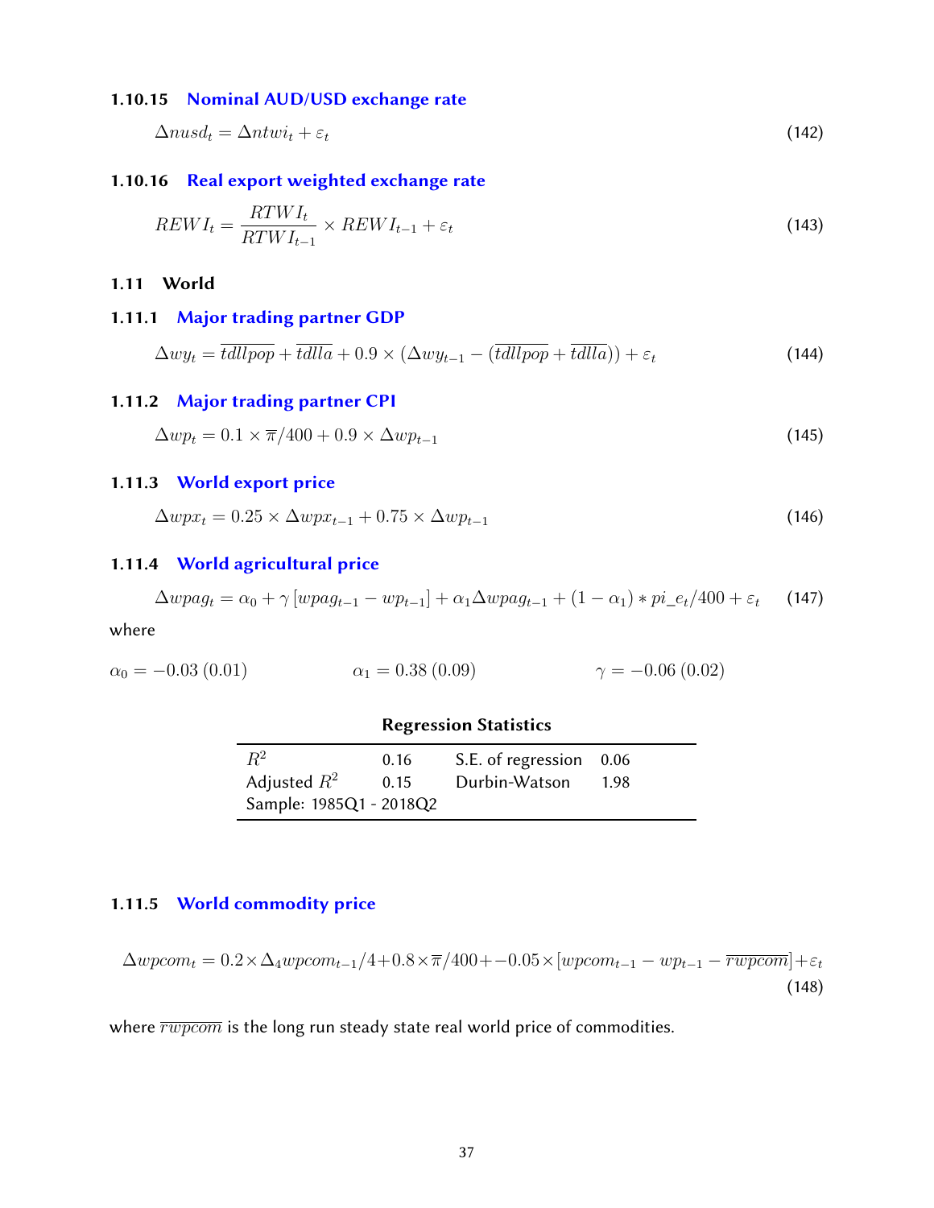### 1.10.15 Nominal AUD/USD exchange rate

$$\Delta nusd_t = \Delta ntwi_t + \varepsilon_t \tag{142}$$

### 1.10.16 Real export weighted exchange rate

$$REWI_t = \frac{RTWI_t}{RTWI_{t-1}} \times REWI_{t-1} + \varepsilon_t \tag{143}$$

## 1.11 World

### 1.11.1 Major trading partner GDP

$$\Delta wy_t = \overline{tdllpop} + \overline{tdlla} + 0.9 \times (\Delta wy_{t-1} - (\overline{tdllpop} + \overline{tdlla})) + \varepsilon_t \tag{144}$$

### 1.11.2 Major trading partner CPI

$$\Delta wp_t = 0.1 \times \overline{\pi}/400 + 0.9 \times \Delta wp_{t-1} \tag{145}$$

### 1.11.3 World export price

$$\Delta wpx_t = 0.25 \times \Delta wpx_{t-1} + 0.75 \times \Delta wp_{t-1} \tag{146}$$

### 1.11.4 World agricultural price

$$\Delta wpag_t = \alpha_0 + \gamma \left[wpag_{t-1} - wp_{t-1}\right] + \alpha_1 \Delta wpag_{t-1} + (1 - \alpha_1) * pi\_e_t/400 + \varepsilon_t \tag{147}$$

where

$\alpha_0 = -0.03\ (0.01)$ $\qquad$ $\alpha_1 = 0.38\ (0.09)$ $\qquad$ $\gamma = -0.06\ (0.02)$

**Regression Statistics**

| | | | |
|---|---|---|---|
| $R^2$ | 0.16 | S.E. of regression | 0.06 |
| Adjusted $R^2$ | 0.15 | Durbin-Watson | 1.98 |
| Sample: 1985Q1 - 2018Q2 | | | |

### 1.11.5 World commodity price

$$\Delta wpcom_t = 0.2 \times \Delta_4 wpcom_{t-1}/4 + 0.8 \times \overline{\pi}/400 + -0.05 \times [wpcom_{t-1} - wp_{t-1} - \overline{rwpcom}] + \varepsilon_t \tag{148}$$

where $\overline{rwpcom}$ is the long run steady state real world price of commodities.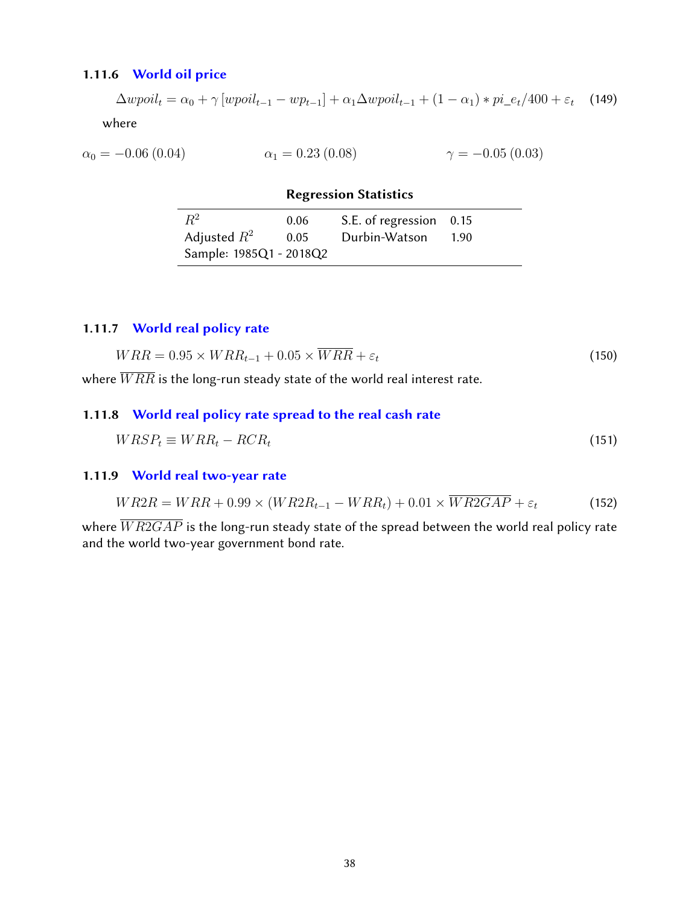### 1.11.6 World oil price

$$\Delta wpoil_t = \alpha_0 + \gamma\left[wpoil_{t-1} - wp_{t-1}\right] + \alpha_1 \Delta wpoil_{t-1} + (1-\alpha_1) * pi\_e_t/400 + \varepsilon_t \tag{149}$$

where

$\alpha_0 = -0.06\ (0.04)$ $\alpha_1 = 0.23\ (0.08)$ $\gamma = -0.05\ (0.03)$

**Regression Statistics**

| | | | |
|---|---|---|---|
| $R^2$ | 0.06 | S.E. of regression | 0.15 |
| Adjusted $R^2$ | 0.05 | Durbin-Watson | 1.90 |
| Sample: 1985Q1 - 2018Q2 | | | |

### 1.11.7 World real policy rate

$$WRR = 0.95 \times WRR_{t-1} + 0.05 \times \overline{WRR} + \varepsilon_t \tag{150}$$

where $\overline{WRR}$ is the long-run steady state of the world real interest rate.

### 1.11.8 World real policy rate spread to the real cash rate

$$WRSP_t \equiv WRR_t - RCR_t \tag{151}$$

### 1.11.9 World real two-year rate

$$WR2R = WRR + 0.99 \times (WR2R_{t-1} - WRR_t) + 0.01 \times \overline{WR2GAP} + \varepsilon_t \tag{152}$$

where $\overline{WR2GAP}$ is the long-run steady state of the spread between the world real policy rate and the world two-year government bond rate.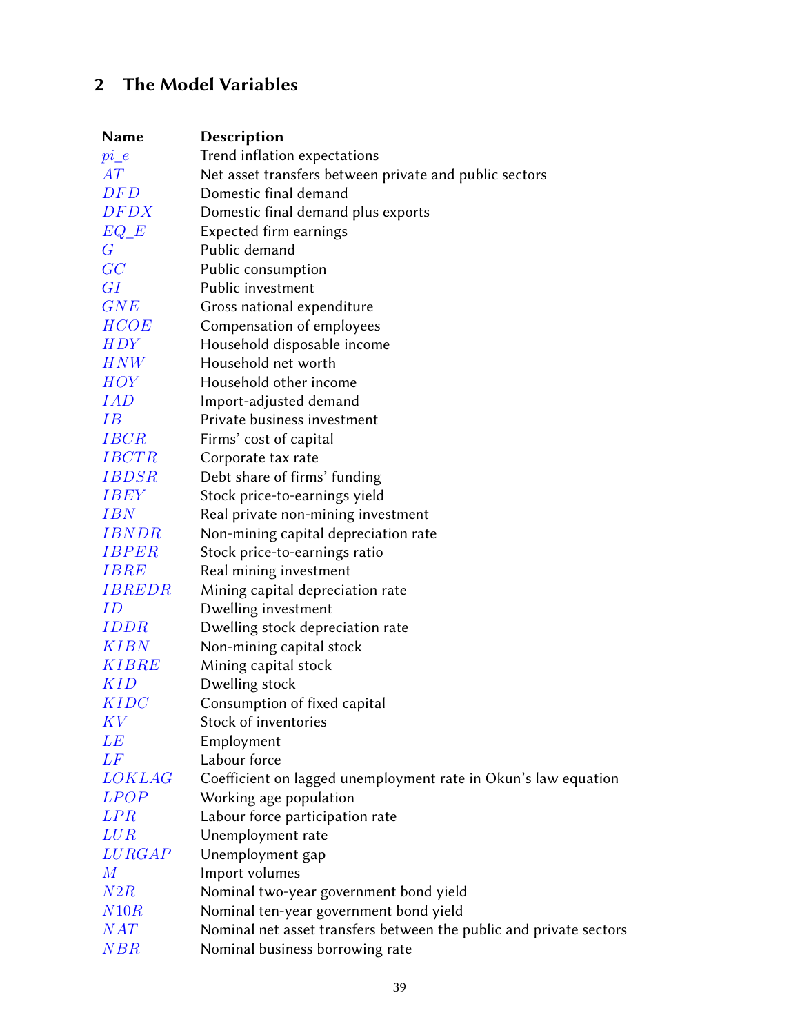## 2 The Model Variables

| Name | Description |
|---|---|
| $pi\_e$ | Trend inflation expectations |
| $AT$ | Net asset transfers between private and public sectors |
| $DFD$ | Domestic final demand |
| $DFDX$ | Domestic final demand plus exports |
| $EQ\_E$ | Expected firm earnings |
| $G$ | Public demand |
| $GC$ | Public consumption |
| $GI$ | Public investment |
| $GNE$ | Gross national expenditure |
| $HCOE$ | Compensation of employees |
| $HDY$ | Household disposable income |
| $HNW$ | Household net worth |
| $HOY$ | Household other income |
| $IAD$ | Import-adjusted demand |
| $IB$ | Private business investment |
| $IBCR$ | Firms' cost of capital |
| $IBCTR$ | Corporate tax rate |
| $IBDSR$ | Debt share of firms' funding |
| $IBEY$ | Stock price-to-earnings yield |
| $IBN$ | Real private non-mining investment |
| $IBNDR$ | Non-mining capital depreciation rate |
| $IBPER$ | Stock price-to-earnings ratio |
| $IBRE$ | Real mining investment |
| $IBREDR$ | Mining capital depreciation rate |
| $ID$ | Dwelling investment |
| $IDDR$ | Dwelling stock depreciation rate |
| $KIBN$ | Non-mining capital stock |
| $KIBRE$ | Mining capital stock |
| $KID$ | Dwelling stock |
| $KIDC$ | Consumption of fixed capital |
| $KV$ | Stock of inventories |
| $LE$ | Employment |
| $LF$ | Labour force |
| $LOKLAG$ | Coefficient on lagged unemployment rate in Okun's law equation |
| $LPOP$ | Working age population |
| $LPR$ | Labour force participation rate |
| $LUR$ | Unemployment rate |
| $LURGAP$ | Unemployment gap |
| $M$ | Import volumes |
| $N2R$ | Nominal two-year government bond yield |
| $N10R$ | Nominal ten-year government bond yield |
| $NAT$ | Nominal net asset transfers between the public and private sectors |
| $NBR$ | Nominal business borrowing rate |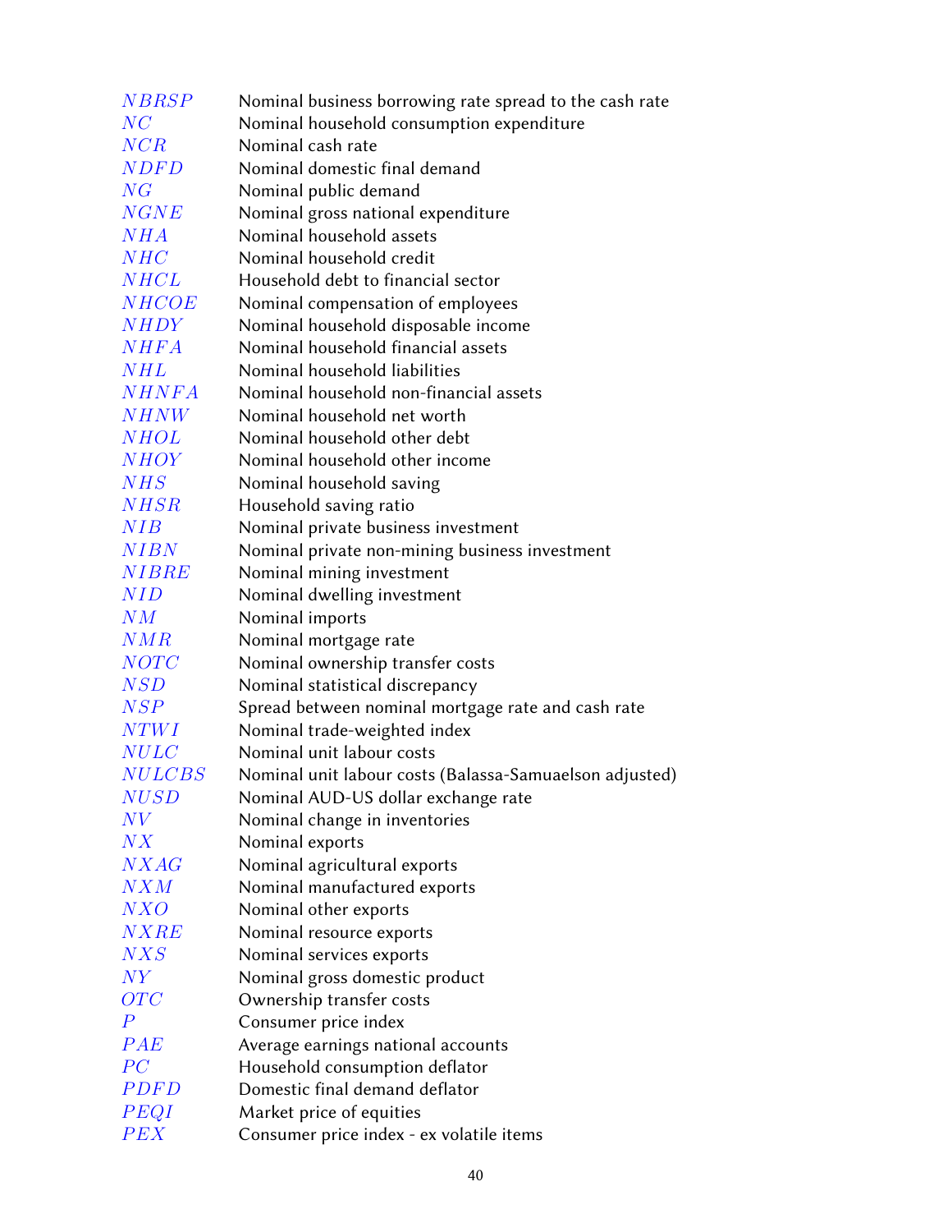| | |
|---|---|
| $NBRSP$ | Nominal business borrowing rate spread to the cash rate |
| $NC$ | Nominal household consumption expenditure |
| $NCR$ | Nominal cash rate |
| $NDFD$ | Nominal domestic final demand |
| $NG$ | Nominal public demand |
| $NGNE$ | Nominal gross national expenditure |
| $NHA$ | Nominal household assets |
| $NHC$ | Nominal household credit |
| $NHCL$ | Household debt to financial sector |
| $NHCOE$ | Nominal compensation of employees |
| $NHDY$ | Nominal household disposable income |
| $NHFA$ | Nominal household financial assets |
| $NHL$ | Nominal household liabilities |
| $NHNFA$ | Nominal household non-financial assets |
| $NHNW$ | Nominal household net worth |
| $NHOL$ | Nominal household other debt |
| $NHOY$ | Nominal household other income |
| $NHS$ | Nominal household saving |
| $NHSR$ | Household saving ratio |
| $NIB$ | Nominal private business investment |
| $NIBN$ | Nominal private non-mining business investment |
| $NIBRE$ | Nominal mining investment |
| $NID$ | Nominal dwelling investment |
| $NM$ | Nominal imports |
| $NMR$ | Nominal mortgage rate |
| $NOTC$ | Nominal ownership transfer costs |
| $NSD$ | Nominal statistical discrepancy |
| $NSP$ | Spread between nominal mortgage rate and cash rate |
| $NTWI$ | Nominal trade-weighted index |
| $NULC$ | Nominal unit labour costs |
| $NULCBS$ | Nominal unit labour costs (Balassa-Samuaelson adjusted) |
| $NUSD$ | Nominal AUD-US dollar exchange rate |
| $NV$ | Nominal change in inventories |
| $NX$ | Nominal exports |
| $NXAG$ | Nominal agricultural exports |
| $NXM$ | Nominal manufactured exports |
| $NXO$ | Nominal other exports |
| $NXRE$ | Nominal resource exports |
| $NXS$ | Nominal services exports |
| $NY$ | Nominal gross domestic product |
| $OTC$ | Ownership transfer costs |
| $P$ | Consumer price index |
| $PAE$ | Average earnings national accounts |
| $PC$ | Household consumption deflator |
| $PDFD$ | Domestic final demand deflator |
| $PEQI$ | Market price of equities |
| $PEX$ | Consumer price index - ex volatile items |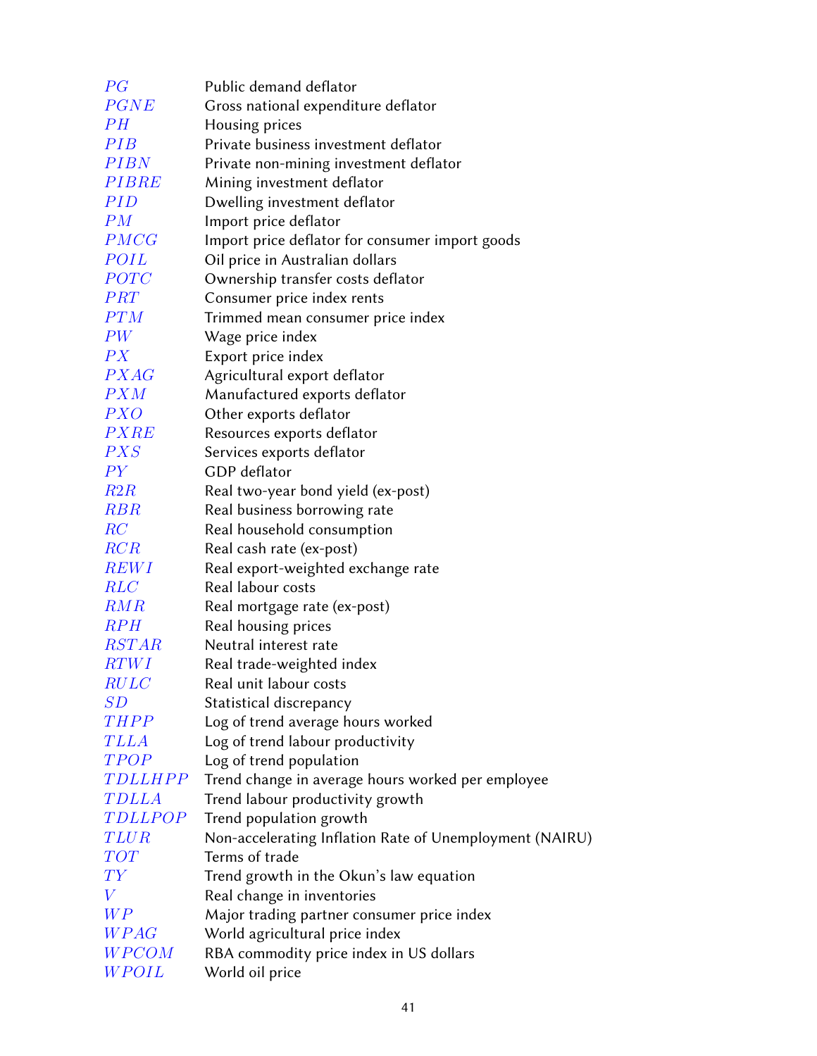| | |
|---|---|
| $PG$ | Public demand deflator |
| $PGNE$ | Gross national expenditure deflator |
| $PH$ | Housing prices |
| $PIB$ | Private business investment deflator |
| $PIBN$ | Private non-mining investment deflator |
| $PIBRE$ | Mining investment deflator |
| $PID$ | Dwelling investment deflator |
| $PM$ | Import price deflator |
| $PMCG$ | Import price deflator for consumer import goods |
| $POIL$ | Oil price in Australian dollars |
| $POTC$ | Ownership transfer costs deflator |
| $PRT$ | Consumer price index rents |
| $PTM$ | Trimmed mean consumer price index |
| $PW$ | Wage price index |
| $PX$ | Export price index |
| $PXAG$ | Agricultural export deflator |
| $PXM$ | Manufactured exports deflator |
| $PXO$ | Other exports deflator |
| $PXRE$ | Resources exports deflator |
| $PXS$ | Services exports deflator |
| $PY$ | GDP deflator |
| $R2R$ | Real two-year bond yield (ex-post) |
| $RBR$ | Real business borrowing rate |
| $RC$ | Real household consumption |
| $RCR$ | Real cash rate (ex-post) |
| $REWI$ | Real export-weighted exchange rate |
| $RLC$ | Real labour costs |
| $RMR$ | Real mortgage rate (ex-post) |
| $RPH$ | Real housing prices |
| $RSTAR$ | Neutral interest rate |
| $RTWI$ | Real trade-weighted index |
| $RULC$ | Real unit labour costs |
| $SD$ | Statistical discrepancy |
| $THPP$ | Log of trend average hours worked |
| $TLLA$ | Log of trend labour productivity |
| $TPOP$ | Log of trend population |
| $TDLLHPP$ | Trend change in average hours worked per employee |
| $TDLLA$ | Trend labour productivity growth |
| $TDLLPOP$ | Trend population growth |
| $TLUR$ | Non-accelerating Inflation Rate of Unemployment (NAIRU) |
| $TOT$ | Terms of trade |
| $TY$ | Trend growth in the Okun's law equation |
| $V$ | Real change in inventories |
| $WP$ | Major trading partner consumer price index |
| $WPAG$ | World agricultural price index |
| $WPCOM$ | RBA commodity price index in US dollars |
| $WPOIL$ | World oil price |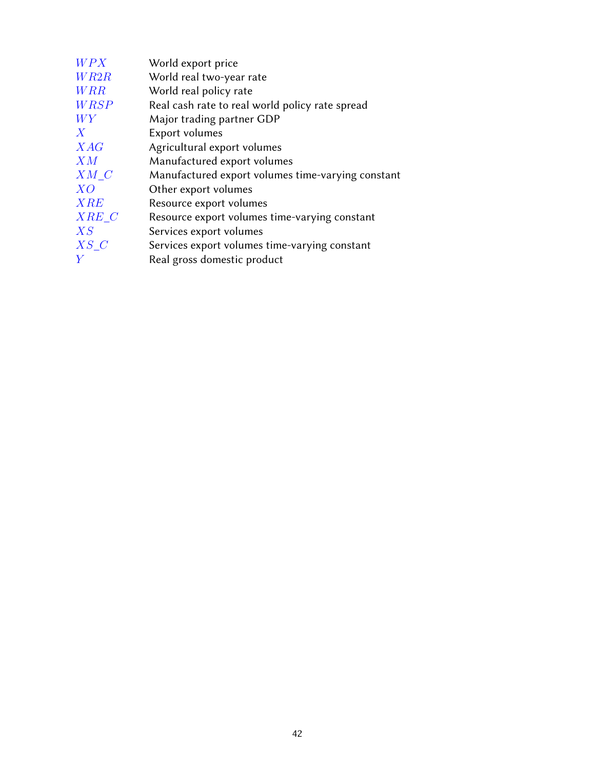| | |
|---|---|
| $WPX$ | World export price |
| $WR2R$ | World real two-year rate |
| $WRR$ | World real policy rate |
| $WRSP$ | Real cash rate to real world policy rate spread |
| $WY$ | Major trading partner GDP |
| $X$ | Export volumes |
| $XAG$ | Agricultural export volumes |
| $XM$ | Manufactured export volumes |
| $XM\_C$ | Manufactured export volumes time-varying constant |
| $XO$ | Other export volumes |
| $XRE$ | Resource export volumes |
| $XRE\_C$ | Resource export volumes time-varying constant |
| $XS$ | Services export volumes |
| $XS\_C$ | Services export volumes time-varying constant |
| $Y$ | Real gross domestic product |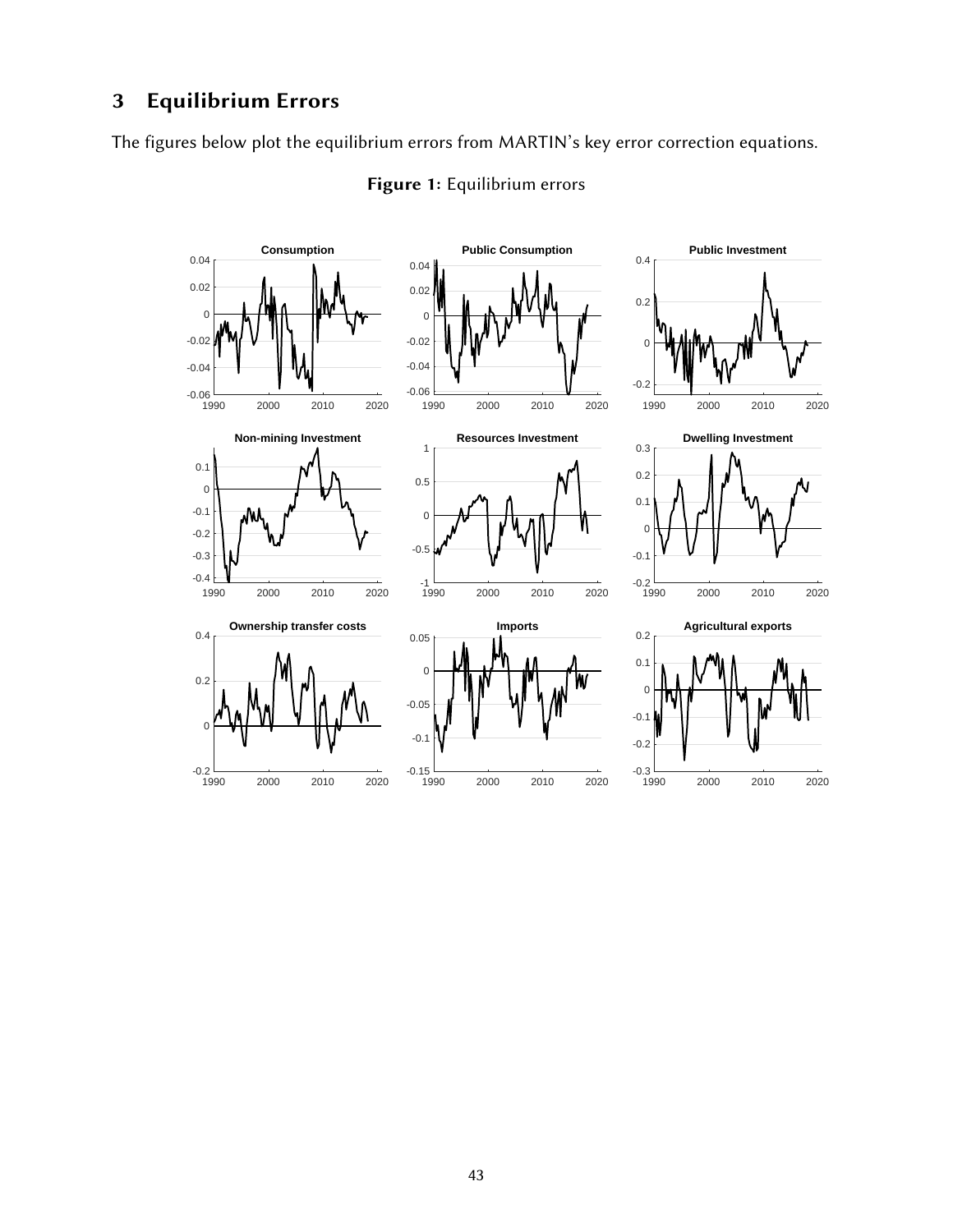## 3 Equilibrium Errors

The figures below plot the equilibrium errors from MARTIN's key error correction equations.

**Figure 1:** Equilibrium errors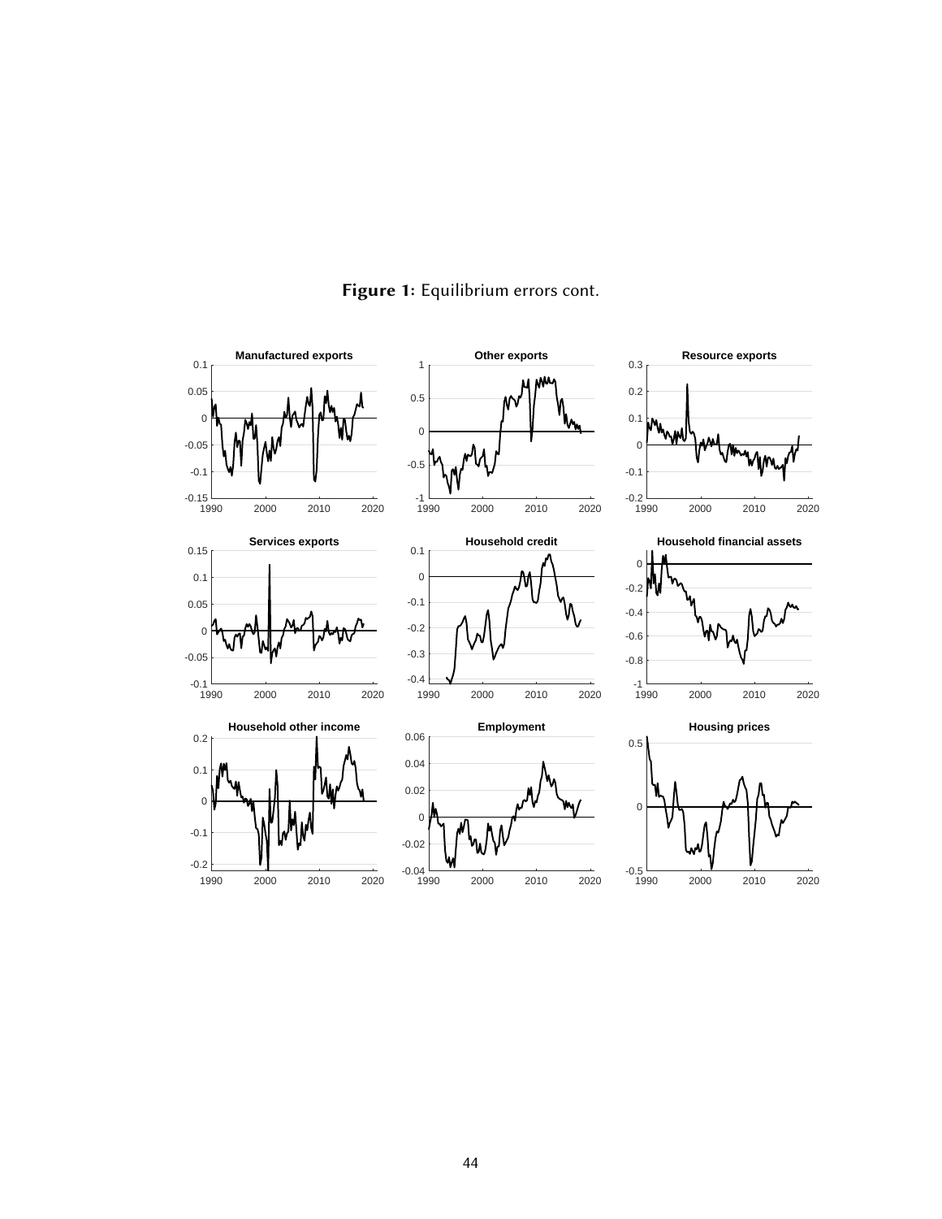**Figure 1:** Equilibrium errors cont.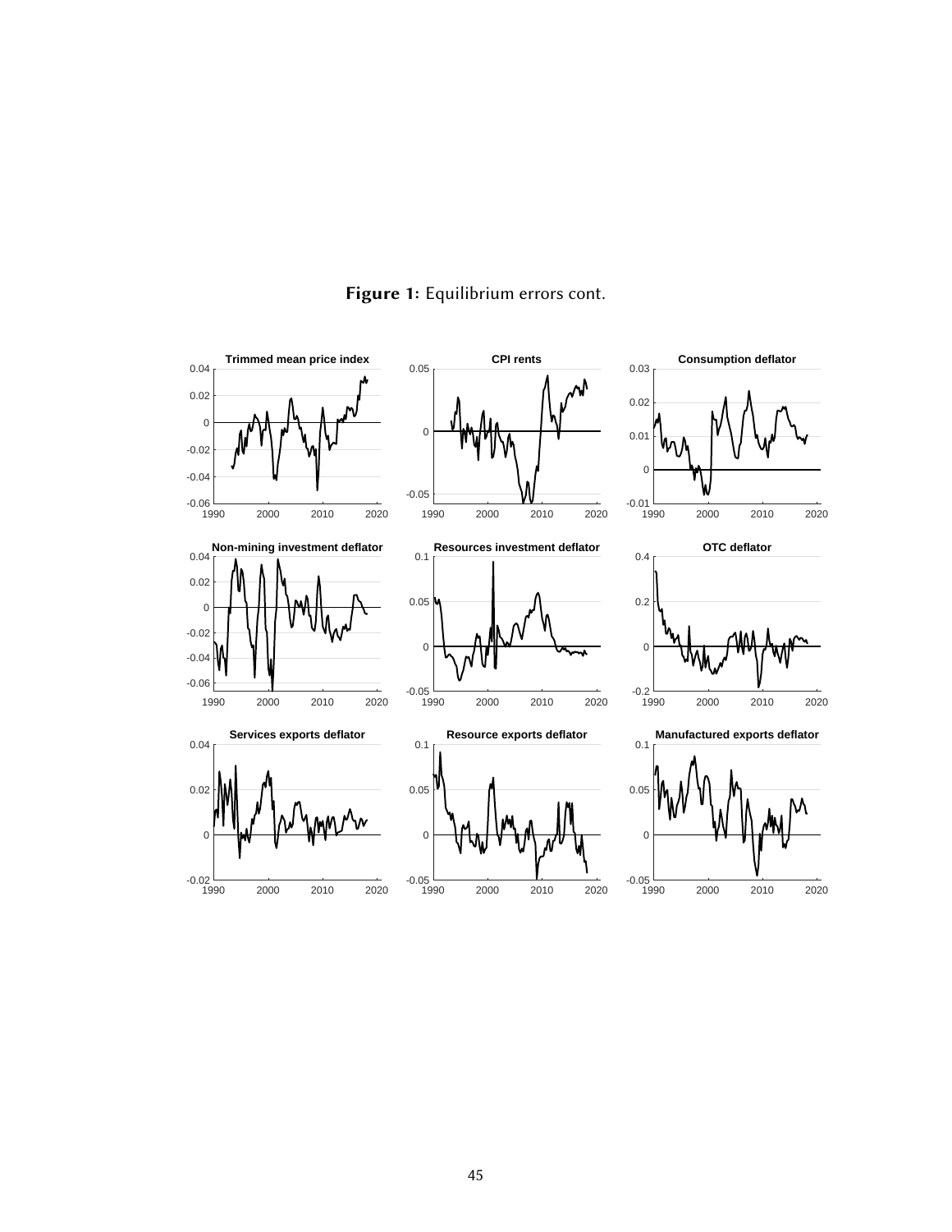**Figure 1:** Equilibrium errors cont.

Trimmed mean price index
0.04
0.02
0
-0.02
-0.04
-0.06
1990 2000 2010 2020

CPI rents
0.05
0
-0.05
1990 2000 2010 2020

Consumption deflator
0.03
0.02
0.01
0
-0.01
1990 2000 2010 2020

Non-mining investment deflator
0.04
0.02
0
-0.02
-0.04
-0.06
1990 2000 2010 2020

Resources investment deflator
0.1
0.05
0
-0.05
1990 2000 2010 2020

OTC deflator
0.4
0.2
0
-0.2
1990 2000 2010 2020

Services exports deflator
0.04
0.02
0
-0.02
1990 2000 2010 2020

Resource exports deflator
0.1
0.05
0
-0.05
1990 2000 2010 2020

Manufactured exports deflator
0.1
0.05
0
-0.05
1990 2000 2010 2020